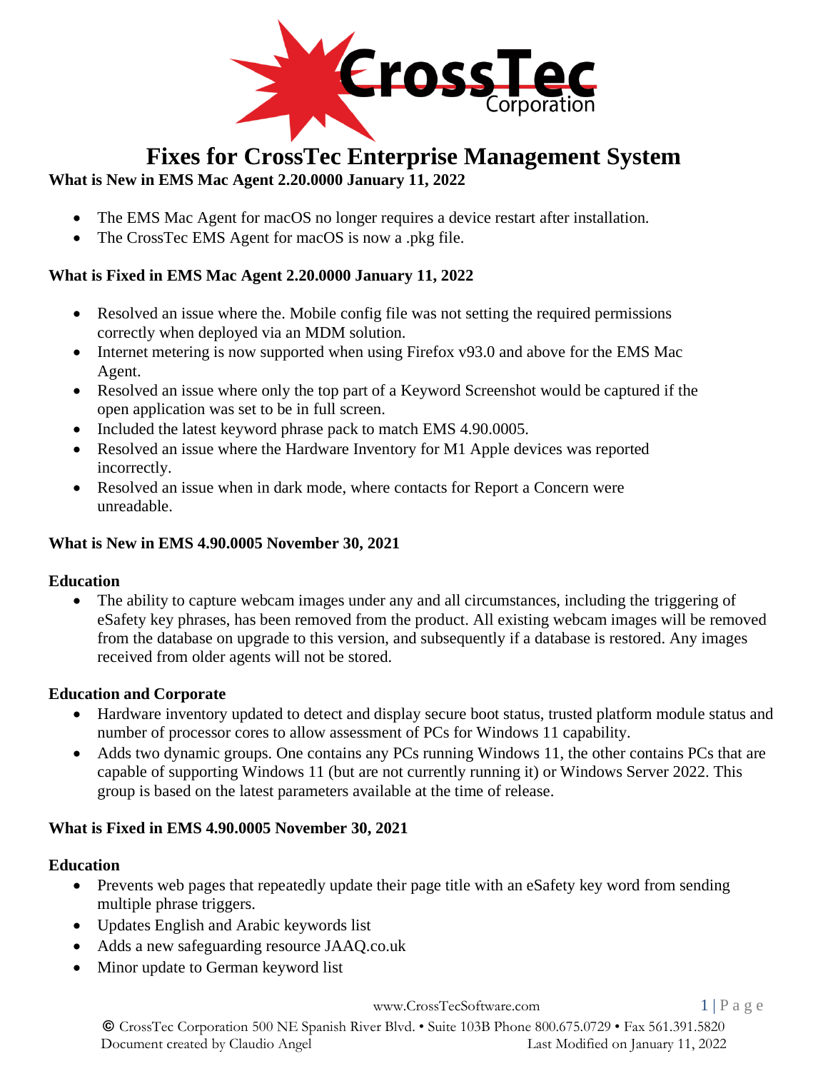# Fixes for CrossTec Enterprise Management System

## What is New in EMS Mac Agent 2.20.0000 January 11, 2022

- The EMS Mac Agent for macOS no longer requires a device restart after installation.
- The CrossTec EMS Agent for macOS is now a .pkg file.

## What is Fixed in EMS Mac Agent 2.20.0000 January 11, 2022

- Resolved an issue where the. Mobile config file was not setting the required permissions correctly when deployed via an MDM solution.
- Internet metering is now supported when using Firefox v93.0 and above for the EMS Mac Agent.
- Resolved an issue where only the top part of a Keyword Screenshot would be captured if the open application was set to be in full screen.
- Included the latest keyword phrase pack to match EMS 4.90.0005.
- Resolved an issue where the Hardware Inventory for M1 Apple devices was reported incorrectly.
- Resolved an issue when in dark mode, where contacts for Report a Concern were unreadable.

## What is New in EMS 4.90.0005 November 30, 2021

### Education

- The ability to capture webcam images under any and all circumstances, including the triggering of eSafety key phrases, has been removed from the product. All existing webcam images will be removed from the database on upgrade to this version, and subsequently if a database is restored. Any images received from older agents will not be stored.

### Education and Corporate

- Hardware inventory updated to detect and display secure boot status, trusted platform module status and number of processor cores to allow assessment of PCs for Windows 11 capability.
- Adds two dynamic groups. One contains any PCs running Windows 11, the other contains PCs that are capable of supporting Windows 11 (but are not currently running it) or Windows Server 2022. This group is based on the latest parameters available at the time of release.

## What is Fixed in EMS 4.90.0005 November 30, 2021

### Education

- Prevents web pages that repeatedly update their page title with an eSafety key word from sending multiple phrase triggers.
- Updates English and Arabic keywords list
- Adds a new safeguarding resource JAAQ.co.uk
- Minor update to German keyword list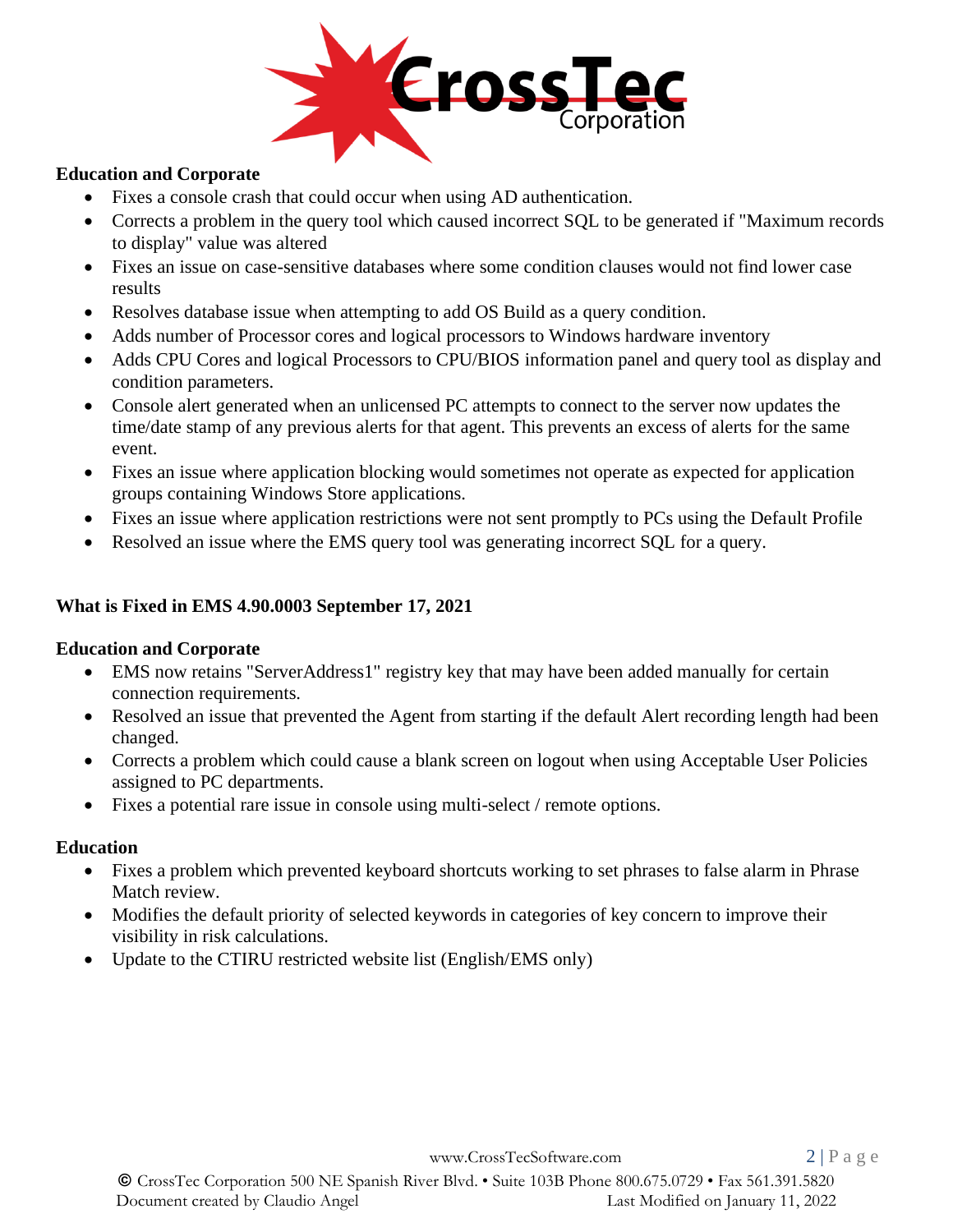**Education and Corporate**

- Fixes a console crash that could occur when using AD authentication.
- Corrects a problem in the query tool which caused incorrect SQL to be generated if "Maximum records to display" value was altered
- Fixes an issue on case-sensitive databases where some condition clauses would not find lower case results
- Resolves database issue when attempting to add OS Build as a query condition.
- Adds number of Processor cores and logical processors to Windows hardware inventory
- Adds CPU Cores and logical Processors to CPU/BIOS information panel and query tool as display and condition parameters.
- Console alert generated when an unlicensed PC attempts to connect to the server now updates the time/date stamp of any previous alerts for that agent. This prevents an excess of alerts for the same event.
- Fixes an issue where application blocking would sometimes not operate as expected for application groups containing Windows Store applications.
- Fixes an issue where application restrictions were not sent promptly to PCs using the Default Profile
- Resolved an issue where the EMS query tool was generating incorrect SQL for a query.

## What is Fixed in EMS 4.90.0003 September 17, 2021

**Education and Corporate**

- EMS now retains "ServerAddress1" registry key that may have been added manually for certain connection requirements.
- Resolved an issue that prevented the Agent from starting if the default Alert recording length had been changed.
- Corrects a problem which could cause a blank screen on logout when using Acceptable User Policies assigned to PC departments.
- Fixes a potential rare issue in console using multi-select / remote options.

**Education**

- Fixes a problem which prevented keyboard shortcuts working to set phrases to false alarm in Phrase Match review.
- Modifies the default priority of selected keywords in categories of key concern to improve their visibility in risk calculations.
- Update to the CTIRU restricted website list (English/EMS only)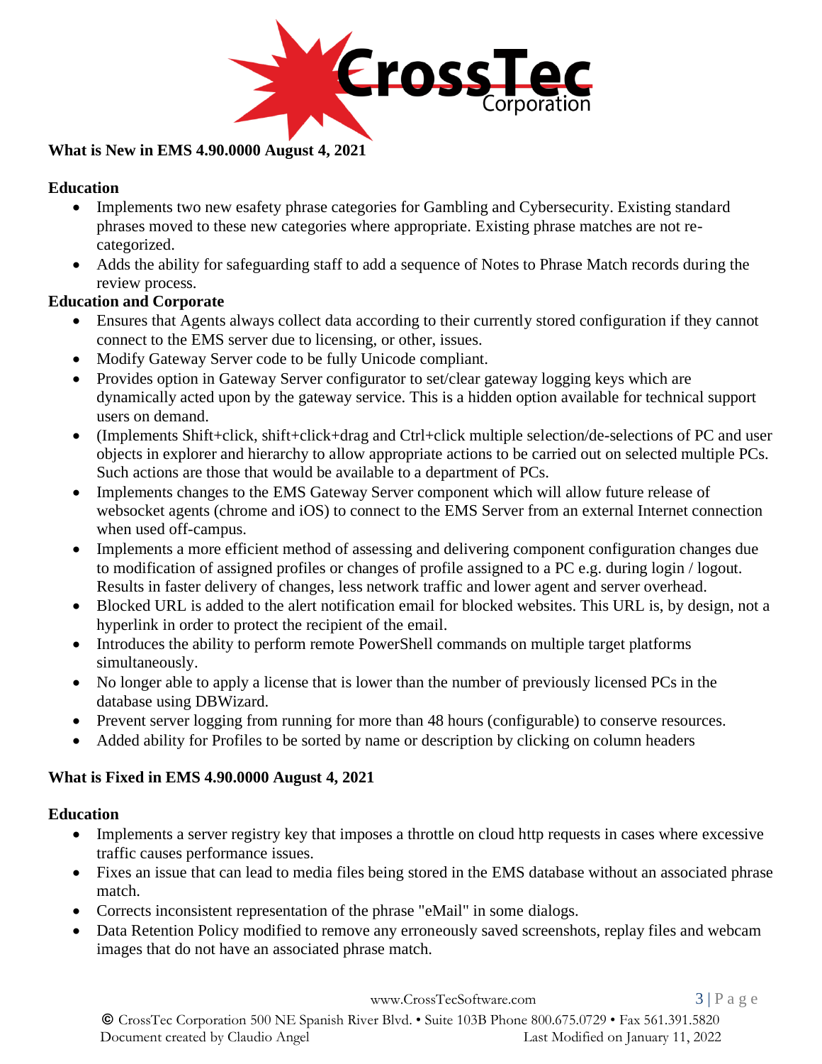## What is New in EMS 4.90.0000 August 4, 2021

### Education

- Implements two new esafety phrase categories for Gambling and Cybersecurity. Existing standard phrases moved to these new categories where appropriate. Existing phrase matches are not re-categorized.
- Adds the ability for safeguarding staff to add a sequence of Notes to Phrase Match records during the review process.

### Education and Corporate

- Ensures that Agents always collect data according to their currently stored configuration if they cannot connect to the EMS server due to licensing, or other, issues.
- Modify Gateway Server code to be fully Unicode compliant.
- Provides option in Gateway Server configurator to set/clear gateway logging keys which are dynamically acted upon by the gateway service. This is a hidden option available for technical support users on demand.
- (Implements Shift+click, shift+click+drag and Ctrl+click multiple selection/de-selections of PC and user objects in explorer and hierarchy to allow appropriate actions to be carried out on selected multiple PCs. Such actions are those that would be available to a department of PCs.
- Implements changes to the EMS Gateway Server component which will allow future release of websocket agents (chrome and iOS) to connect to the EMS Server from an external Internet connection when used off-campus.
- Implements a more efficient method of assessing and delivering component configuration changes due to modification of assigned profiles or changes of profile assigned to a PC e.g. during login / logout. Results in faster delivery of changes, less network traffic and lower agent and server overhead.
- Blocked URL is added to the alert notification email for blocked websites. This URL is, by design, not a hyperlink in order to protect the recipient of the email.
- Introduces the ability to perform remote PowerShell commands on multiple target platforms simultaneously.
- No longer able to apply a license that is lower than the number of previously licensed PCs in the database using DBWizard.
- Prevent server logging from running for more than 48 hours (configurable) to conserve resources.
- Added ability for Profiles to be sorted by name or description by clicking on column headers

## What is Fixed in EMS 4.90.0000 August 4, 2021

### Education

- Implements a server registry key that imposes a throttle on cloud http requests in cases where excessive traffic causes performance issues.
- Fixes an issue that can lead to media files being stored in the EMS database without an associated phrase match.
- Corrects inconsistent representation of the phrase "eMail" in some dialogs.
- Data Retention Policy modified to remove any erroneously saved screenshots, replay files and webcam images that do not have an associated phrase match.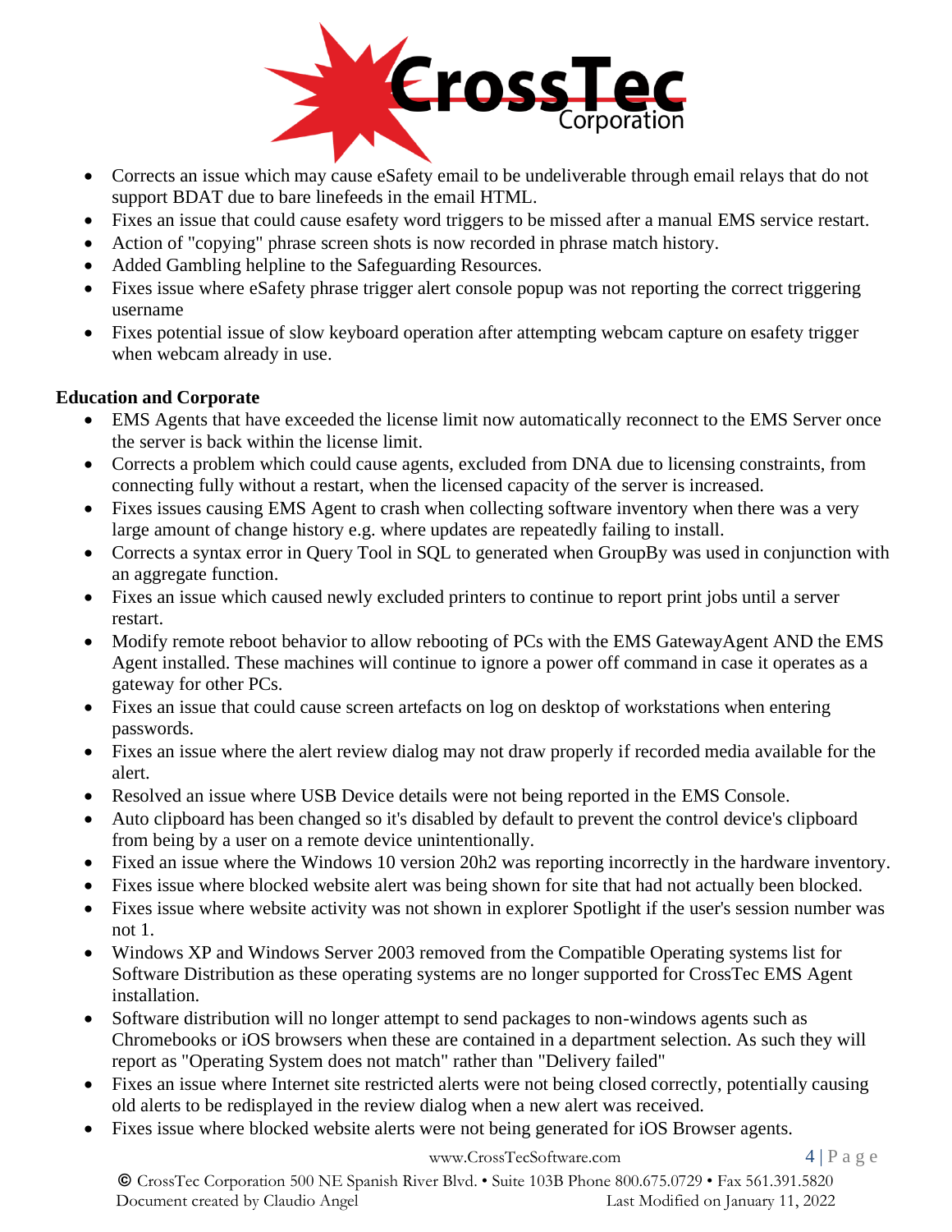- Corrects an issue which may cause eSafety email to be undeliverable through email relays that do not support BDAT due to bare linefeeds in the email HTML.
- Fixes an issue that could cause esafety word triggers to be missed after a manual EMS service restart.
- Action of "copying" phrase screen shots is now recorded in phrase match history.
- Added Gambling helpline to the Safeguarding Resources.
- Fixes issue where eSafety phrase trigger alert console popup was not reporting the correct triggering username
- Fixes potential issue of slow keyboard operation after attempting webcam capture on esafety trigger when webcam already in use.

**Education and Corporate**

- EMS Agents that have exceeded the license limit now automatically reconnect to the EMS Server once the server is back within the license limit.
- Corrects a problem which could cause agents, excluded from DNA due to licensing constraints, from connecting fully without a restart, when the licensed capacity of the server is increased.
- Fixes issues causing EMS Agent to crash when collecting software inventory when there was a very large amount of change history e.g. where updates are repeatedly failing to install.
- Corrects a syntax error in Query Tool in SQL to generated when GroupBy was used in conjunction with an aggregate function.
- Fixes an issue which caused newly excluded printers to continue to report print jobs until a server restart.
- Modify remote reboot behavior to allow rebooting of PCs with the EMS GatewayAgent AND the EMS Agent installed. These machines will continue to ignore a power off command in case it operates as a gateway for other PCs.
- Fixes an issue that could cause screen artefacts on log on desktop of workstations when entering passwords.
- Fixes an issue where the alert review dialog may not draw properly if recorded media available for the alert.
- Resolved an issue where USB Device details were not being reported in the EMS Console.
- Auto clipboard has been changed so it's disabled by default to prevent the control device's clipboard from being by a user on a remote device unintentionally.
- Fixed an issue where the Windows 10 version 20h2 was reporting incorrectly in the hardware inventory.
- Fixes issue where blocked website alert was being shown for site that had not actually been blocked.
- Fixes issue where website activity was not shown in explorer Spotlight if the user's session number was not 1.
- Windows XP and Windows Server 2003 removed from the Compatible Operating systems list for Software Distribution as these operating systems are no longer supported for CrossTec EMS Agent installation.
- Software distribution will no longer attempt to send packages to non-windows agents such as Chromebooks or iOS browsers when these are contained in a department selection. As such they will report as "Operating System does not match" rather than "Delivery failed"
- Fixes an issue where Internet site restricted alerts were not being closed correctly, potentially causing old alerts to be redisplayed in the review dialog when a new alert was received.
- Fixes issue where blocked website alerts were not being generated for iOS Browser agents.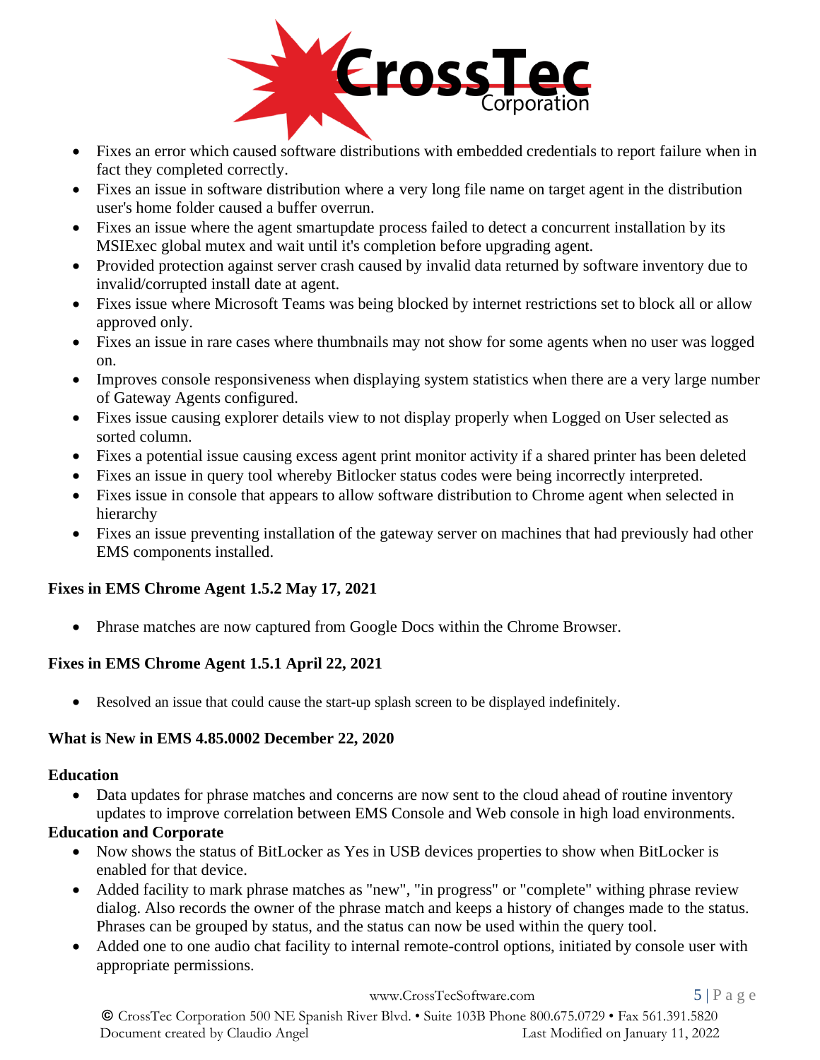- Fixes an error which caused software distributions with embedded credentials to report failure when in fact they completed correctly.
- Fixes an issue in software distribution where a very long file name on target agent in the distribution user's home folder caused a buffer overrun.
- Fixes an issue where the agent smartupdate process failed to detect a concurrent installation by its MSIExec global mutex and wait until it's completion before upgrading agent.
- Provided protection against server crash caused by invalid data returned by software inventory due to invalid/corrupted install date at agent.
- Fixes issue where Microsoft Teams was being blocked by internet restrictions set to block all or allow approved only.
- Fixes an issue in rare cases where thumbnails may not show for some agents when no user was logged on.
- Improves console responsiveness when displaying system statistics when there are a very large number of Gateway Agents configured.
- Fixes issue causing explorer details view to not display properly when Logged on User selected as sorted column.
- Fixes a potential issue causing excess agent print monitor activity if a shared printer has been deleted
- Fixes an issue in query tool whereby Bitlocker status codes were being incorrectly interpreted.
- Fixes issue in console that appears to allow software distribution to Chrome agent when selected in hierarchy
- Fixes an issue preventing installation of the gateway server on machines that had previously had other EMS components installed.

**Fixes in EMS Chrome Agent 1.5.2 May 17, 2021**

- Phrase matches are now captured from Google Docs within the Chrome Browser.

**Fixes in EMS Chrome Agent 1.5.1 April 22, 2021**

- Resolved an issue that could cause the start-up splash screen to be displayed indefinitely.

**What is New in EMS 4.85.0002 December 22, 2020**

**Education**

- Data updates for phrase matches and concerns are now sent to the cloud ahead of routine inventory updates to improve correlation between EMS Console and Web console in high load environments.

**Education and Corporate**

- Now shows the status of BitLocker as Yes in USB devices properties to show when BitLocker is enabled for that device.
- Added facility to mark phrase matches as "new", "in progress" or "complete" withing phrase review dialog. Also records the owner of the phrase match and keeps a history of changes made to the status. Phrases can be grouped by status, and the status can now be used within the query tool.
- Added one to one audio chat facility to internal remote-control options, initiated by console user with appropriate permissions.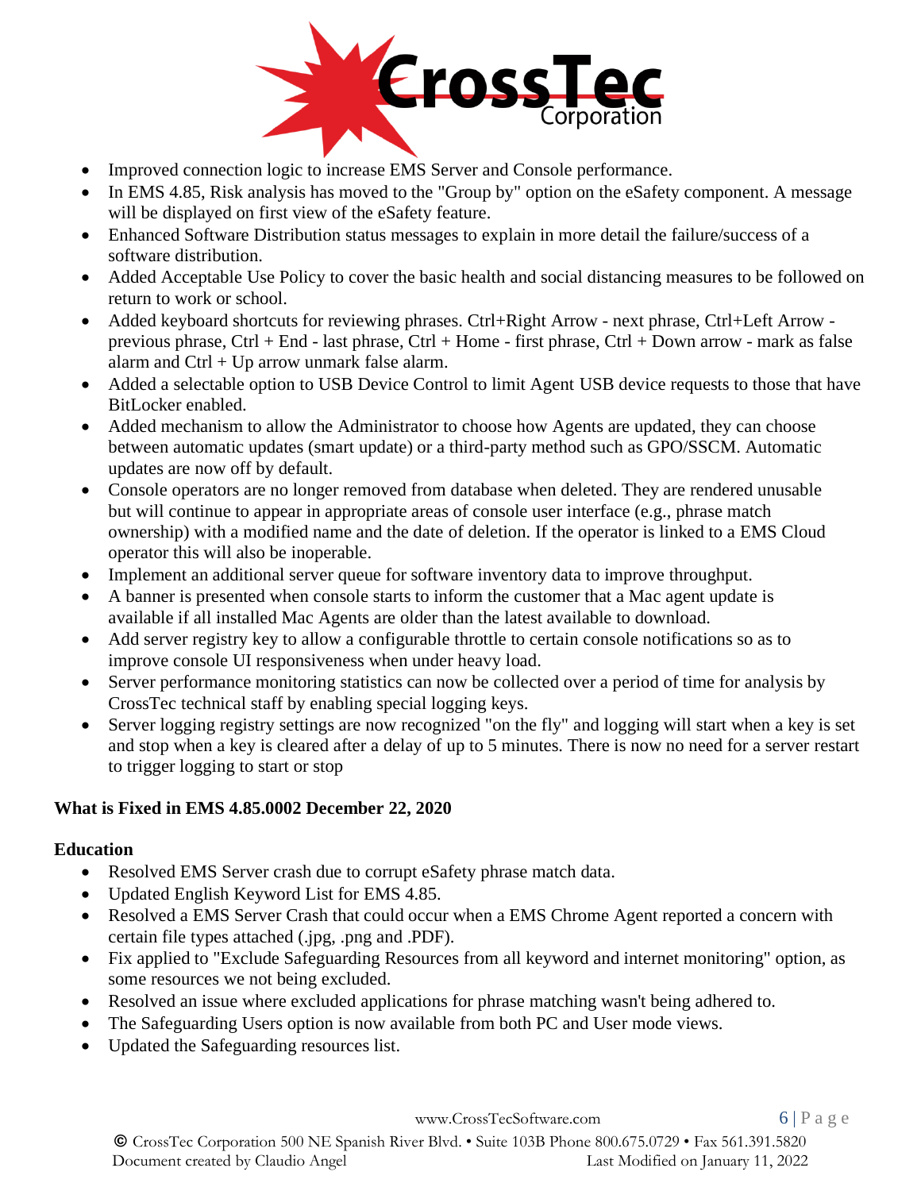- Improved connection logic to increase EMS Server and Console performance.
- In EMS 4.85, Risk analysis has moved to the "Group by" option on the eSafety component. A message will be displayed on first view of the eSafety feature.
- Enhanced Software Distribution status messages to explain in more detail the failure/success of a software distribution.
- Added Acceptable Use Policy to cover the basic health and social distancing measures to be followed on return to work or school.
- Added keyboard shortcuts for reviewing phrases. Ctrl+Right Arrow - next phrase, Ctrl+Left Arrow - previous phrase, Ctrl + End - last phrase, Ctrl + Home - first phrase, Ctrl + Down arrow - mark as false alarm and Ctrl + Up arrow unmark false alarm.
- Added a selectable option to USB Device Control to limit Agent USB device requests to those that have BitLocker enabled.
- Added mechanism to allow the Administrator to choose how Agents are updated, they can choose between automatic updates (smart update) or a third-party method such as GPO/SSCM. Automatic updates are now off by default.
- Console operators are no longer removed from database when deleted. They are rendered unusable but will continue to appear in appropriate areas of console user interface (e.g., phrase match ownership) with a modified name and the date of deletion. If the operator is linked to a EMS Cloud operator this will also be inoperable.
- Implement an additional server queue for software inventory data to improve throughput.
- A banner is presented when console starts to inform the customer that a Mac agent update is available if all installed Mac Agents are older than the latest available to download.
- Add server registry key to allow a configurable throttle to certain console notifications so as to improve console UI responsiveness when under heavy load.
- Server performance monitoring statistics can now be collected over a period of time for analysis by CrossTec technical staff by enabling special logging keys.
- Server logging registry settings are now recognized "on the fly" and logging will start when a key is set and stop when a key is cleared after a delay of up to 5 minutes. There is now no need for a server restart to trigger logging to start or stop

**What is Fixed in EMS 4.85.0002 December 22, 2020**

**Education**

- Resolved EMS Server crash due to corrupt eSafety phrase match data.
- Updated English Keyword List for EMS 4.85.
- Resolved a EMS Server Crash that could occur when a EMS Chrome Agent reported a concern with certain file types attached (.jpg, .png and .PDF).
- Fix applied to "Exclude Safeguarding Resources from all keyword and internet monitoring" option, as some resources we not being excluded.
- Resolved an issue where excluded applications for phrase matching wasn't being adhered to.
- The Safeguarding Users option is now available from both PC and User mode views.
- Updated the Safeguarding resources list.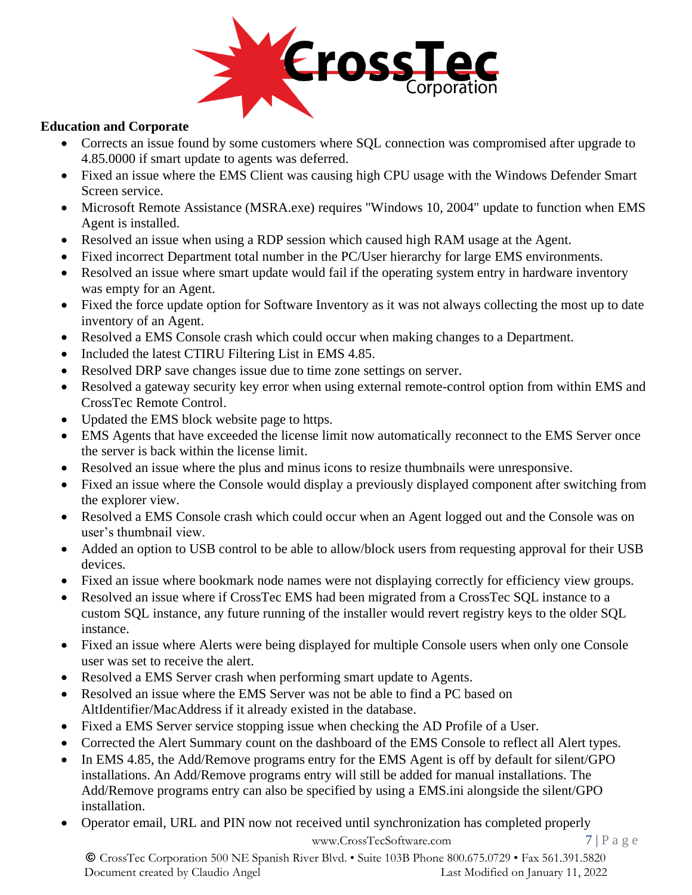**Education and Corporate**

- Corrects an issue found by some customers where SQL connection was compromised after upgrade to 4.85.0000 if smart update to agents was deferred.
- Fixed an issue where the EMS Client was causing high CPU usage with the Windows Defender Smart Screen service.
- Microsoft Remote Assistance (MSRA.exe) requires "Windows 10, 2004" update to function when EMS Agent is installed.
- Resolved an issue when using a RDP session which caused high RAM usage at the Agent.
- Fixed incorrect Department total number in the PC/User hierarchy for large EMS environments.
- Resolved an issue where smart update would fail if the operating system entry in hardware inventory was empty for an Agent.
- Fixed the force update option for Software Inventory as it was not always collecting the most up to date inventory of an Agent.
- Resolved a EMS Console crash which could occur when making changes to a Department.
- Included the latest CTIRU Filtering List in EMS 4.85.
- Resolved DRP save changes issue due to time zone settings on server.
- Resolved a gateway security key error when using external remote-control option from within EMS and CrossTec Remote Control.
- Updated the EMS block website page to https.
- EMS Agents that have exceeded the license limit now automatically reconnect to the EMS Server once the server is back within the license limit.
- Resolved an issue where the plus and minus icons to resize thumbnails were unresponsive.
- Fixed an issue where the Console would display a previously displayed component after switching from the explorer view.
- Resolved a EMS Console crash which could occur when an Agent logged out and the Console was on user's thumbnail view.
- Added an option to USB control to be able to allow/block users from requesting approval for their USB devices.
- Fixed an issue where bookmark node names were not displaying correctly for efficiency view groups.
- Resolved an issue where if CrossTec EMS had been migrated from a CrossTec SQL instance to a custom SQL instance, any future running of the installer would revert registry keys to the older SQL instance.
- Fixed an issue where Alerts were being displayed for multiple Console users when only one Console user was set to receive the alert.
- Resolved a EMS Server crash when performing smart update to Agents.
- Resolved an issue where the EMS Server was not be able to find a PC based on AltIdentifier/MacAddress if it already existed in the database.
- Fixed a EMS Server service stopping issue when checking the AD Profile of a User.
- Corrected the Alert Summary count on the dashboard of the EMS Console to reflect all Alert types.
- In EMS 4.85, the Add/Remove programs entry for the EMS Agent is off by default for silent/GPO installations. An Add/Remove programs entry will still be added for manual installations. The Add/Remove programs entry can also be specified by using a EMS.ini alongside the silent/GPO installation.
- Operator email, URL and PIN now not received until synchronization has completed properly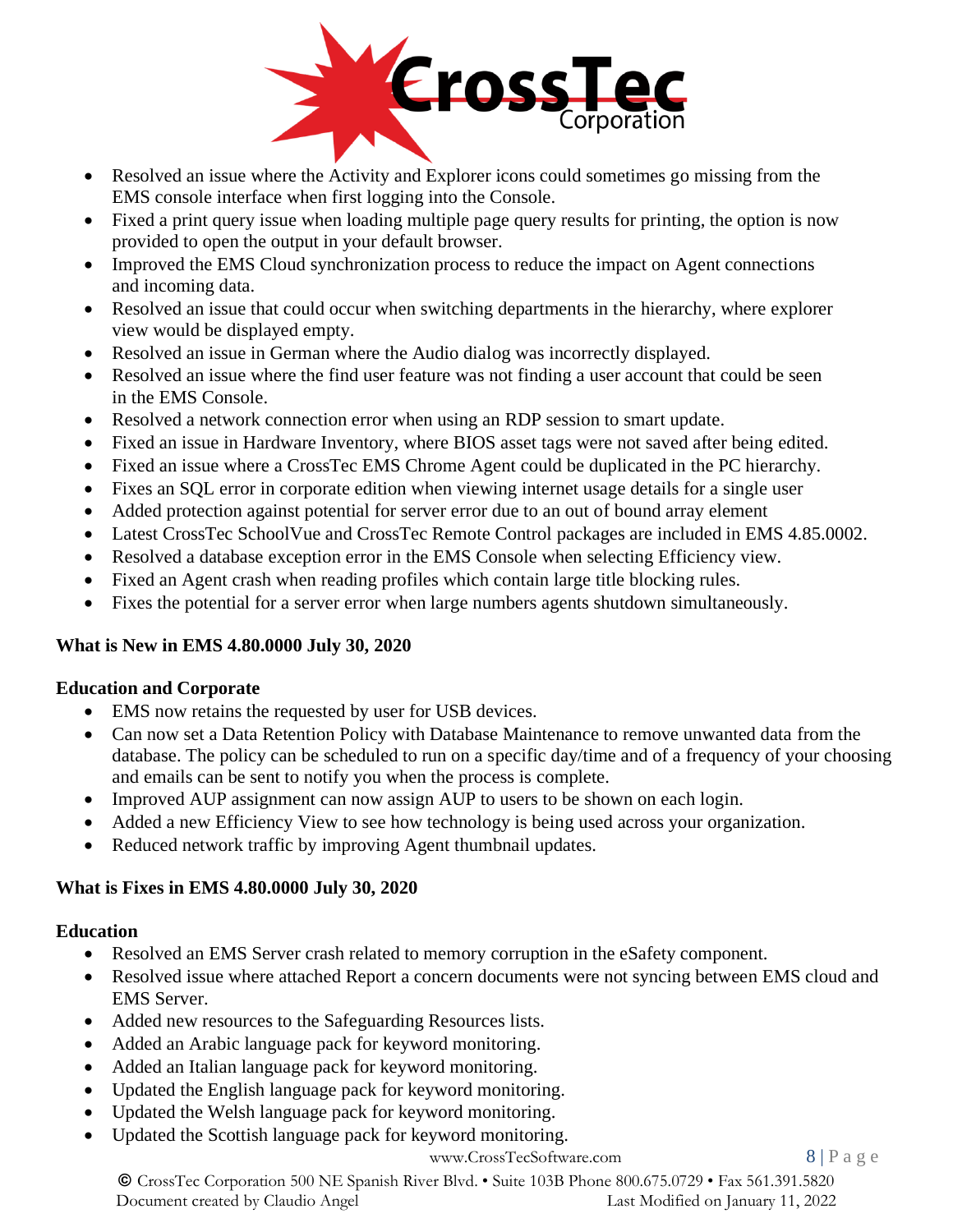- Resolved an issue where the Activity and Explorer icons could sometimes go missing from the EMS console interface when first logging into the Console.
- Fixed a print query issue when loading multiple page query results for printing, the option is now provided to open the output in your default browser.
- Improved the EMS Cloud synchronization process to reduce the impact on Agent connections and incoming data.
- Resolved an issue that could occur when switching departments in the hierarchy, where explorer view would be displayed empty.
- Resolved an issue in German where the Audio dialog was incorrectly displayed.
- Resolved an issue where the find user feature was not finding a user account that could be seen in the EMS Console.
- Resolved a network connection error when using an RDP session to smart update.
- Fixed an issue in Hardware Inventory, where BIOS asset tags were not saved after being edited.
- Fixed an issue where a CrossTec EMS Chrome Agent could be duplicated in the PC hierarchy.
- Fixes an SQL error in corporate edition when viewing internet usage details for a single user
- Added protection against potential for server error due to an out of bound array element
- Latest CrossTec SchoolVue and CrossTec Remote Control packages are included in EMS 4.85.0002.
- Resolved a database exception error in the EMS Console when selecting Efficiency view.
- Fixed an Agent crash when reading profiles which contain large title blocking rules.
- Fixes the potential for a server error when large numbers agents shutdown simultaneously.

**What is New in EMS 4.80.0000 July 30, 2020**

**Education and Corporate**

- EMS now retains the requested by user for USB devices.
- Can now set a Data Retention Policy with Database Maintenance to remove unwanted data from the database. The policy can be scheduled to run on a specific day/time and of a frequency of your choosing and emails can be sent to notify you when the process is complete.
- Improved AUP assignment can now assign AUP to users to be shown on each login.
- Added a new Efficiency View to see how technology is being used across your organization.
- Reduced network traffic by improving Agent thumbnail updates.

**What is Fixes in EMS 4.80.0000 July 30, 2020**

**Education**

- Resolved an EMS Server crash related to memory corruption in the eSafety component.
- Resolved issue where attached Report a concern documents were not syncing between EMS cloud and EMS Server.
- Added new resources to the Safeguarding Resources lists.
- Added an Arabic language pack for keyword monitoring.
- Added an Italian language pack for keyword monitoring.
- Updated the English language pack for keyword monitoring.
- Updated the Welsh language pack for keyword monitoring.
- Updated the Scottish language pack for keyword monitoring.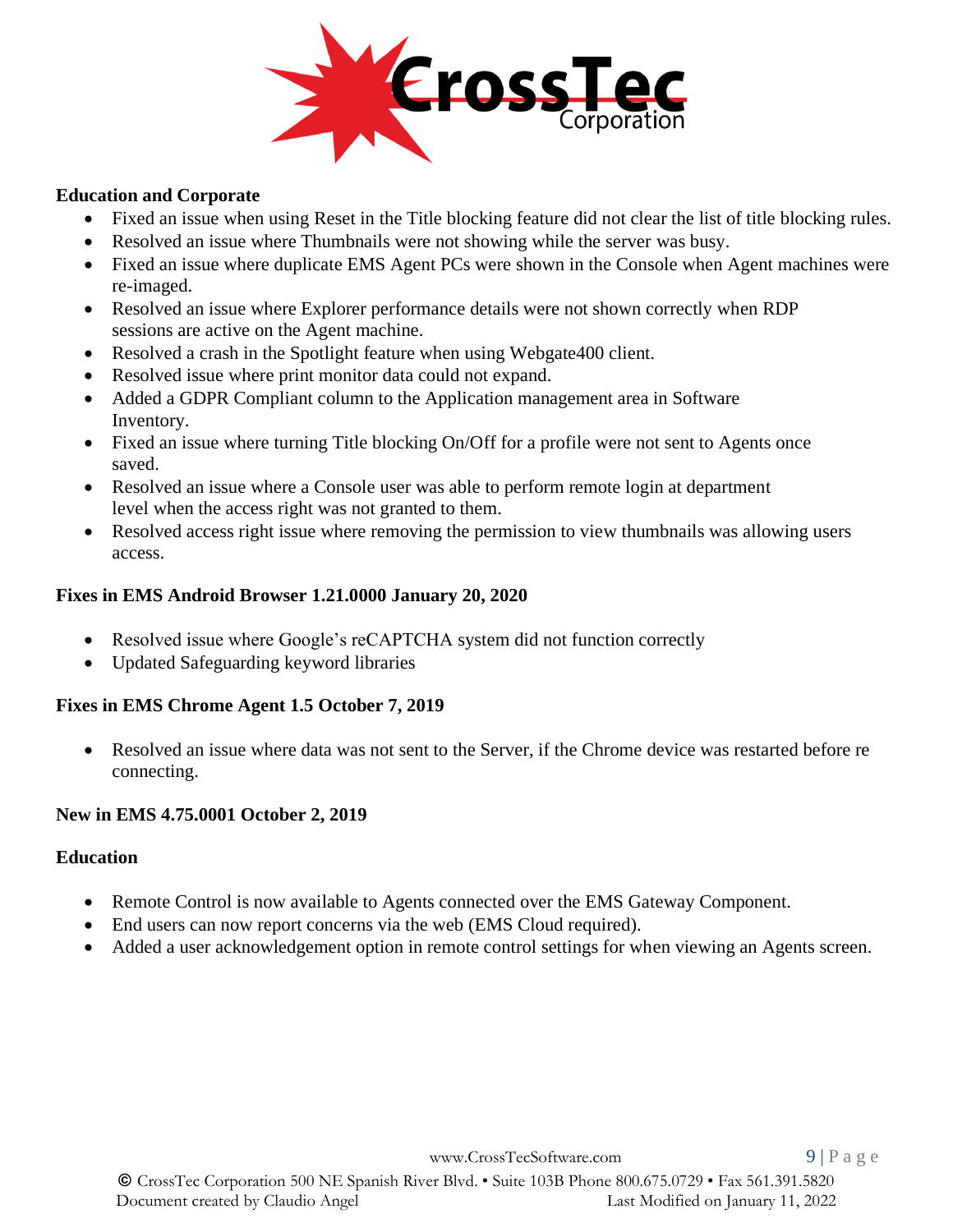**Education and Corporate**

- Fixed an issue when using Reset in the Title blocking feature did not clear the list of title blocking rules.
- Resolved an issue where Thumbnails were not showing while the server was busy.
- Fixed an issue where duplicate EMS Agent PCs were shown in the Console when Agent machines were re-imaged.
- Resolved an issue where Explorer performance details were not shown correctly when RDP sessions are active on the Agent machine.
- Resolved a crash in the Spotlight feature when using Webgate400 client.
- Resolved issue where print monitor data could not expand.
- Added a GDPR Compliant column to the Application management area in Software Inventory.
- Fixed an issue where turning Title blocking On/Off for a profile were not sent to Agents once saved.
- Resolved an issue where a Console user was able to perform remote login at department level when the access right was not granted to them.
- Resolved access right issue where removing the permission to view thumbnails was allowing users access.

**Fixes in EMS Android Browser 1.21.0000 January 20, 2020**

- Resolved issue where Google's reCAPTCHA system did not function correctly
- Updated Safeguarding keyword libraries

**Fixes in EMS Chrome Agent 1.5 October 7, 2019**

- Resolved an issue where data was not sent to the Server, if the Chrome device was restarted before re connecting.

**New in EMS 4.75.0001 October 2, 2019**

**Education**

- Remote Control is now available to Agents connected over the EMS Gateway Component.
- End users can now report concerns via the web (EMS Cloud required).
- Added a user acknowledgement option in remote control settings for when viewing an Agents screen.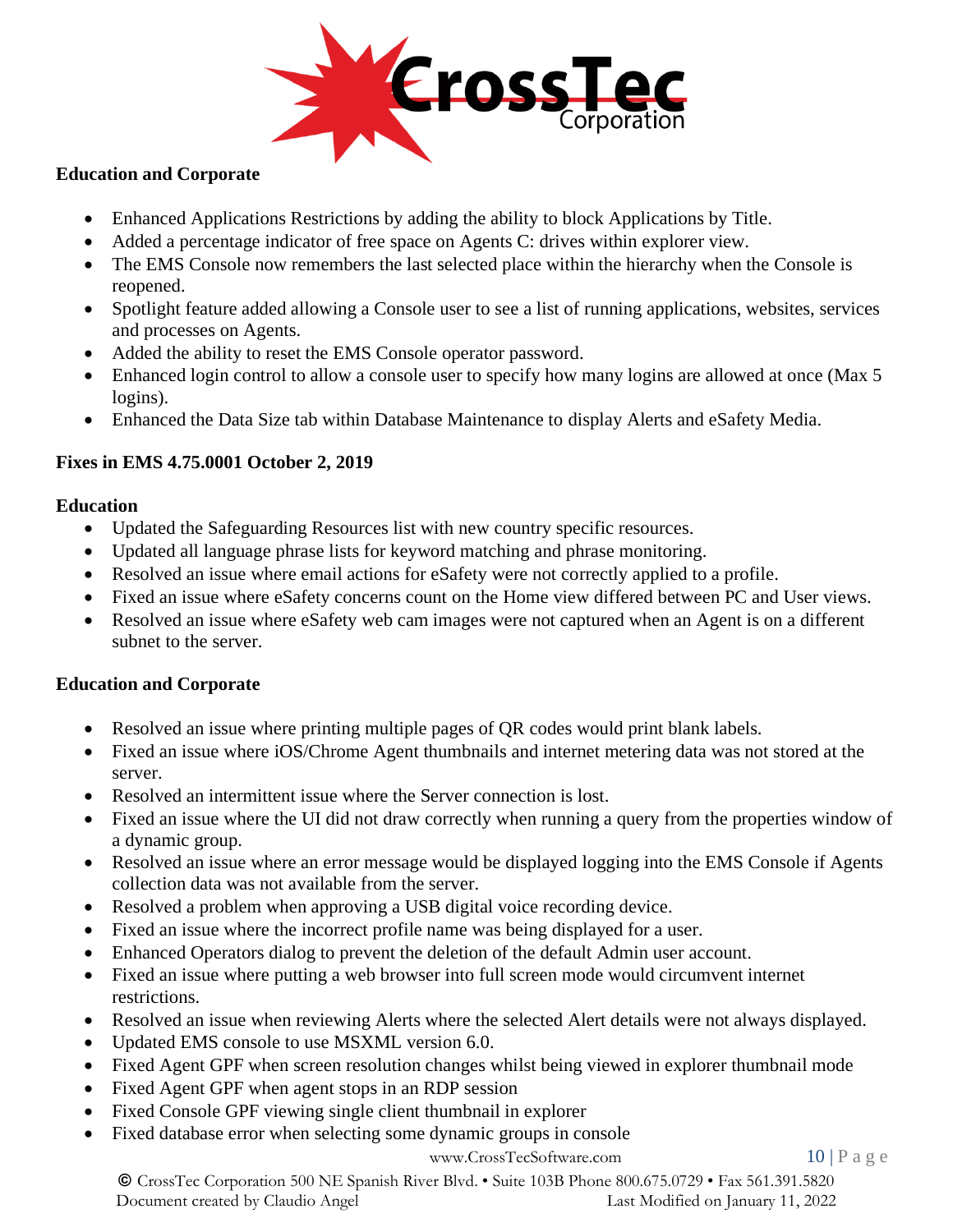### Education and Corporate

- Enhanced Applications Restrictions by adding the ability to block Applications by Title.
- Added a percentage indicator of free space on Agents C: drives within explorer view.
- The EMS Console now remembers the last selected place within the hierarchy when the Console is reopened.
- Spotlight feature added allowing a Console user to see a list of running applications, websites, services and processes on Agents.
- Added the ability to reset the EMS Console operator password.
- Enhanced login control to allow a console user to specify how many logins are allowed at once (Max 5 logins).
- Enhanced the Data Size tab within Database Maintenance to display Alerts and eSafety Media.

## Fixes in EMS 4.75.0001 October 2, 2019

### Education

- Updated the Safeguarding Resources list with new country specific resources.
- Updated all language phrase lists for keyword matching and phrase monitoring.
- Resolved an issue where email actions for eSafety were not correctly applied to a profile.
- Fixed an issue where eSafety concerns count on the Home view differed between PC and User views.
- Resolved an issue where eSafety web cam images were not captured when an Agent is on a different subnet to the server.

### Education and Corporate

- Resolved an issue where printing multiple pages of QR codes would print blank labels.
- Fixed an issue where iOS/Chrome Agent thumbnails and internet metering data was not stored at the server.
- Resolved an intermittent issue where the Server connection is lost.
- Fixed an issue where the UI did not draw correctly when running a query from the properties window of a dynamic group.
- Resolved an issue where an error message would be displayed logging into the EMS Console if Agents collection data was not available from the server.
- Resolved a problem when approving a USB digital voice recording device.
- Fixed an issue where the incorrect profile name was being displayed for a user.
- Enhanced Operators dialog to prevent the deletion of the default Admin user account.
- Fixed an issue where putting a web browser into full screen mode would circumvent internet restrictions.
- Resolved an issue when reviewing Alerts where the selected Alert details were not always displayed.
- Updated EMS console to use MSXML version 6.0.
- Fixed Agent GPF when screen resolution changes whilst being viewed in explorer thumbnail mode
- Fixed Agent GPF when agent stops in an RDP session
- Fixed Console GPF viewing single client thumbnail in explorer
- Fixed database error when selecting some dynamic groups in console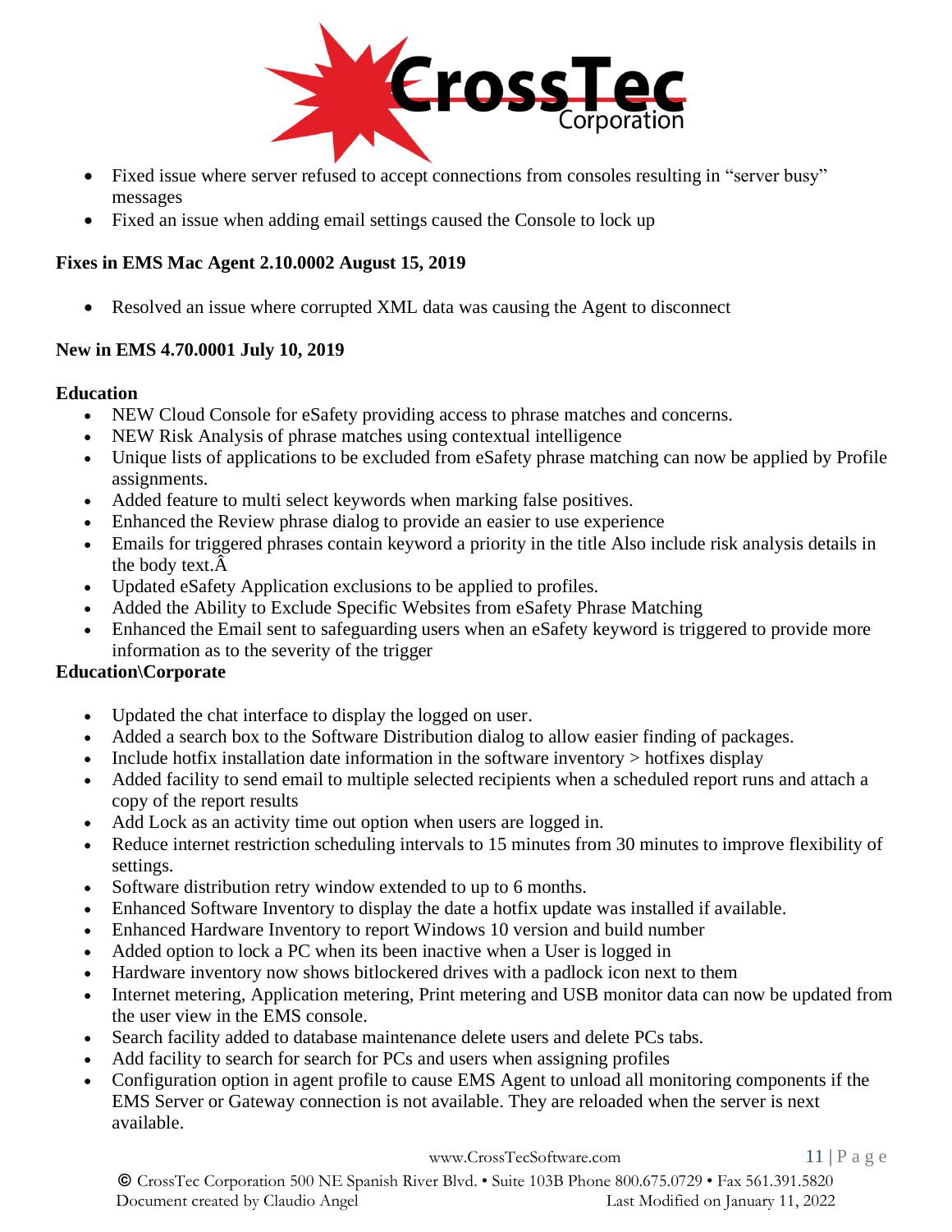- Fixed issue where server refused to accept connections from consoles resulting in "server busy" messages
- Fixed an issue when adding email settings caused the Console to lock up

**Fixes in EMS Mac Agent 2.10.0002 August 15, 2019**

- Resolved an issue where corrupted XML data was causing the Agent to disconnect

**New in EMS 4.70.0001 July 10, 2019**

**Education**

- NEW Cloud Console for eSafety providing access to phrase matches and concerns.
- NEW Risk Analysis of phrase matches using contextual intelligence
- Unique lists of applications to be excluded from eSafety phrase matching can now be applied by Profile assignments.
- Added feature to multi select keywords when marking false positives.
- Enhanced the Review phrase dialog to provide an easier to use experience
- Emails for triggered phrases contain keyword a priority in the title Also include risk analysis details in the body text.Â
- Updated eSafety Application exclusions to be applied to profiles.
- Added the Ability to Exclude Specific Websites from eSafety Phrase Matching
- Enhanced the Email sent to safeguarding users when an eSafety keyword is triggered to provide more information as to the severity of the trigger

**Education\Corporate**

- Updated the chat interface to display the logged on user.
- Added a search box to the Software Distribution dialog to allow easier finding of packages.
- Include hotfix installation date information in the software inventory > hotfixes display
- Added facility to send email to multiple selected recipients when a scheduled report runs and attach a copy of the report results
- Add Lock as an activity time out option when users are logged in.
- Reduce internet restriction scheduling intervals to 15 minutes from 30 minutes to improve flexibility of settings.
- Software distribution retry window extended to up to 6 months.
- Enhanced Software Inventory to display the date a hotfix update was installed if available.
- Enhanced Hardware Inventory to report Windows 10 version and build number
- Added option to lock a PC when its been inactive when a User is logged in
- Hardware inventory now shows bitlockered drives with a padlock icon next to them
- Internet metering, Application metering, Print metering and USB monitor data can now be updated from the user view in the EMS console.
- Search facility added to database maintenance delete users and delete PCs tabs.
- Add facility to search for search for PCs and users when assigning profiles
- Configuration option in agent profile to cause EMS Agent to unload all monitoring components if the EMS Server or Gateway connection is not available. They are reloaded when the server is next available.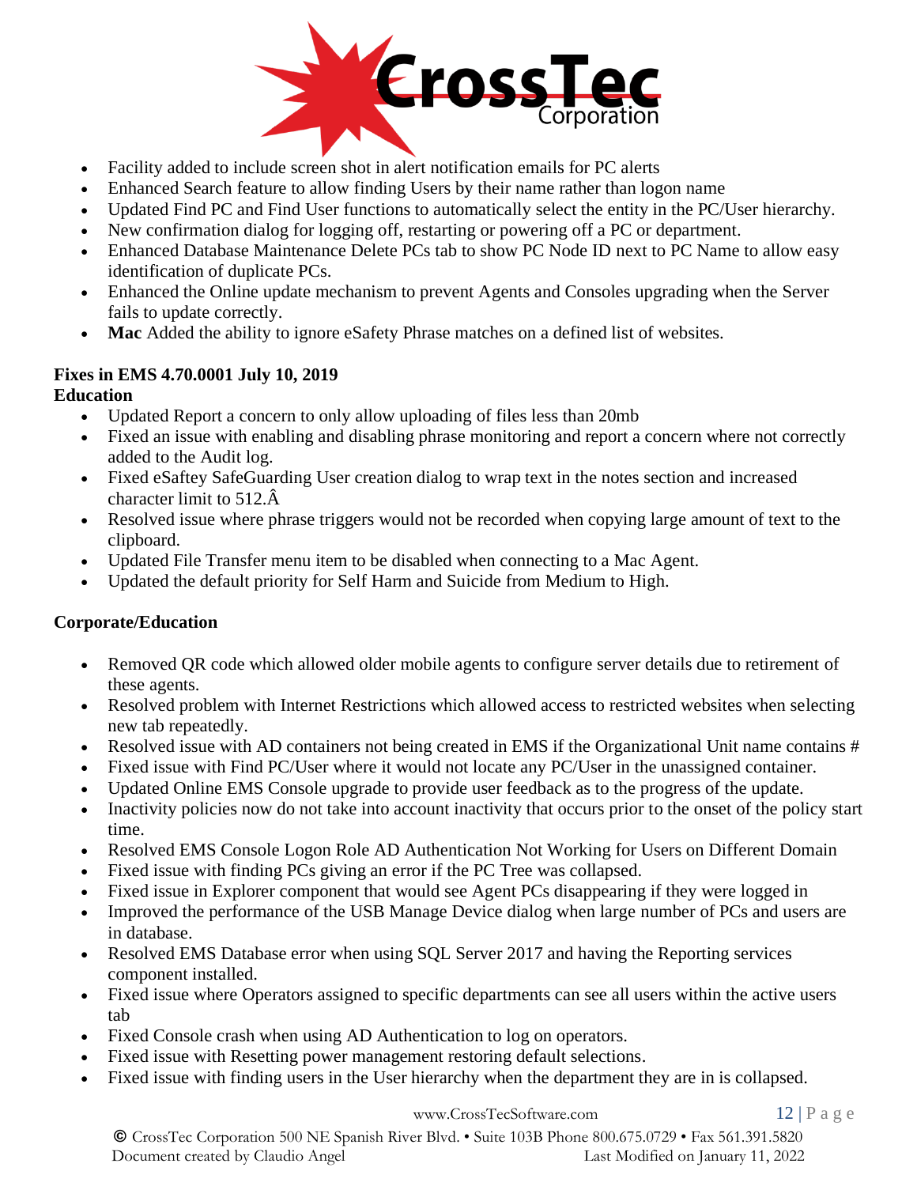- Facility added to include screen shot in alert notification emails for PC alerts
- Enhanced Search feature to allow finding Users by their name rather than logon name
- Updated Find PC and Find User functions to automatically select the entity in the PC/User hierarchy.
- New confirmation dialog for logging off, restarting or powering off a PC or department.
- Enhanced Database Maintenance Delete PCs tab to show PC Node ID next to PC Name to allow easy identification of duplicate PCs.
- Enhanced the Online update mechanism to prevent Agents and Consoles upgrading when the Server fails to update correctly.
- **Mac** Added the ability to ignore eSafety Phrase matches on a defined list of websites.

**Fixes in EMS 4.70.0001 July 10, 2019**

**Education**

- Updated Report a concern to only allow uploading of files less than 20mb
- Fixed an issue with enabling and disabling phrase monitoring and report a concern where not correctly added to the Audit log.
- Fixed eSaftey SafeGuarding User creation dialog to wrap text in the notes section and increased character limit to 512.Â
- Resolved issue where phrase triggers would not be recorded when copying large amount of text to the clipboard.
- Updated File Transfer menu item to be disabled when connecting to a Mac Agent.
- Updated the default priority for Self Harm and Suicide from Medium to High.

**Corporate/Education**

- Removed QR code which allowed older mobile agents to configure server details due to retirement of these agents.
- Resolved problem with Internet Restrictions which allowed access to restricted websites when selecting new tab repeatedly.
- Resolved issue with AD containers not being created in EMS if the Organizational Unit name contains #
- Fixed issue with Find PC/User where it would not locate any PC/User in the unassigned container.
- Updated Online EMS Console upgrade to provide user feedback as to the progress of the update.
- Inactivity policies now do not take into account inactivity that occurs prior to the onset of the policy start time.
- Resolved EMS Console Logon Role AD Authentication Not Working for Users on Different Domain
- Fixed issue with finding PCs giving an error if the PC Tree was collapsed.
- Fixed issue in Explorer component that would see Agent PCs disappearing if they were logged in
- Improved the performance of the USB Manage Device dialog when large number of PCs and users are in database.
- Resolved EMS Database error when using SQL Server 2017 and having the Reporting services component installed.
- Fixed issue where Operators assigned to specific departments can see all users within the active users tab
- Fixed Console crash when using AD Authentication to log on operators.
- Fixed issue with Resetting power management restoring default selections.
- Fixed issue with finding users in the User hierarchy when the department they are in is collapsed.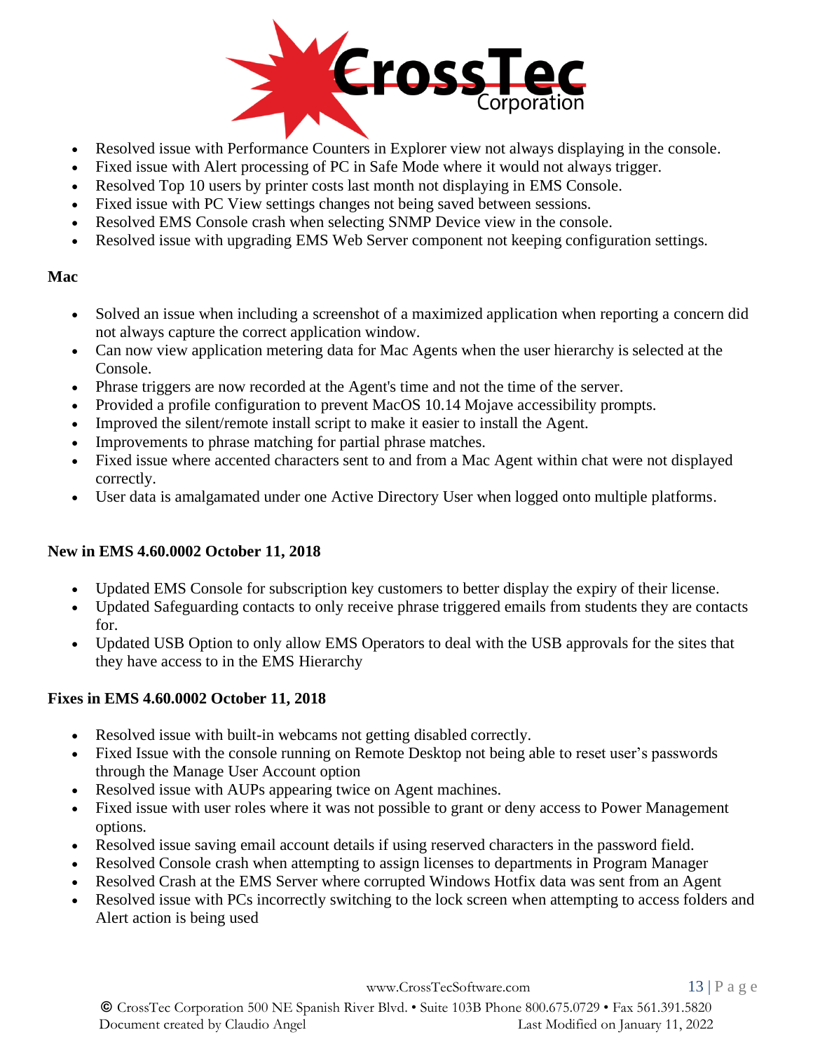- Resolved issue with Performance Counters in Explorer view not always displaying in the console.
- Fixed issue with Alert processing of PC in Safe Mode where it would not always trigger.
- Resolved Top 10 users by printer costs last month not displaying in EMS Console.
- Fixed issue with PC View settings changes not being saved between sessions.
- Resolved EMS Console crash when selecting SNMP Device view in the console.
- Resolved issue with upgrading EMS Web Server component not keeping configuration settings.

**Mac**

- Solved an issue when including a screenshot of a maximized application when reporting a concern did not always capture the correct application window.
- Can now view application metering data for Mac Agents when the user hierarchy is selected at the Console.
- Phrase triggers are now recorded at the Agent's time and not the time of the server.
- Provided a profile configuration to prevent MacOS 10.14 Mojave accessibility prompts.
- Improved the silent/remote install script to make it easier to install the Agent.
- Improvements to phrase matching for partial phrase matches.
- Fixed issue where accented characters sent to and from a Mac Agent within chat were not displayed correctly.
- User data is amalgamated under one Active Directory User when logged onto multiple platforms.

**New in EMS 4.60.0002 October 11, 2018**

- Updated EMS Console for subscription key customers to better display the expiry of their license.
- Updated Safeguarding contacts to only receive phrase triggered emails from students they are contacts for.
- Updated USB Option to only allow EMS Operators to deal with the USB approvals for the sites that they have access to in the EMS Hierarchy

**Fixes in EMS 4.60.0002 October 11, 2018**

- Resolved issue with built-in webcams not getting disabled correctly.
- Fixed Issue with the console running on Remote Desktop not being able to reset user's passwords through the Manage User Account option
- Resolved issue with AUPs appearing twice on Agent machines.
- Fixed issue with user roles where it was not possible to grant or deny access to Power Management options.
- Resolved issue saving email account details if using reserved characters in the password field.
- Resolved Console crash when attempting to assign licenses to departments in Program Manager
- Resolved Crash at the EMS Server where corrupted Windows Hotfix data was sent from an Agent
- Resolved issue with PCs incorrectly switching to the lock screen when attempting to access folders and Alert action is being used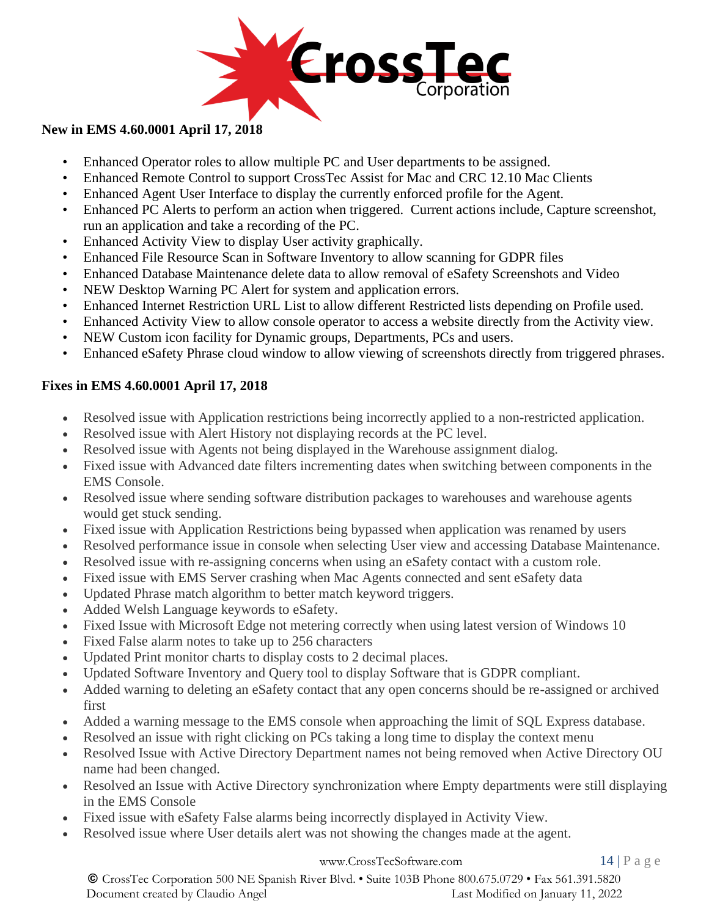**New in EMS 4.60.0001 April 17, 2018**

- Enhanced Operator roles to allow multiple PC and User departments to be assigned.
- Enhanced Remote Control to support CrossTec Assist for Mac and CRC 12.10 Mac Clients
- Enhanced Agent User Interface to display the currently enforced profile for the Agent.
- Enhanced PC Alerts to perform an action when triggered. Current actions include, Capture screenshot, run an application and take a recording of the PC.
- Enhanced Activity View to display User activity graphically.
- Enhanced File Resource Scan in Software Inventory to allow scanning for GDPR files
- Enhanced Database Maintenance delete data to allow removal of eSafety Screenshots and Video
- NEW Desktop Warning PC Alert for system and application errors.
- Enhanced Internet Restriction URL List to allow different Restricted lists depending on Profile used.
- Enhanced Activity View to allow console operator to access a website directly from the Activity view.
- NEW Custom icon facility for Dynamic groups, Departments, PCs and users.
- Enhanced eSafety Phrase cloud window to allow viewing of screenshots directly from triggered phrases.

**Fixes in EMS 4.60.0001 April 17, 2018**

- Resolved issue with Application restrictions being incorrectly applied to a non-restricted application.
- Resolved issue with Alert History not displaying records at the PC level.
- Resolved issue with Agents not being displayed in the Warehouse assignment dialog.
- Fixed issue with Advanced date filters incrementing dates when switching between components in the EMS Console.
- Resolved issue where sending software distribution packages to warehouses and warehouse agents would get stuck sending.
- Fixed issue with Application Restrictions being bypassed when application was renamed by users
- Resolved performance issue in console when selecting User view and accessing Database Maintenance.
- Resolved issue with re-assigning concerns when using an eSafety contact with a custom role.
- Fixed issue with EMS Server crashing when Mac Agents connected and sent eSafety data
- Updated Phrase match algorithm to better match keyword triggers.
- Added Welsh Language keywords to eSafety.
- Fixed Issue with Microsoft Edge not metering correctly when using latest version of Windows 10
- Fixed False alarm notes to take up to 256 characters
- Updated Print monitor charts to display costs to 2 decimal places.
- Updated Software Inventory and Query tool to display Software that is GDPR compliant.
- Added warning to deleting an eSafety contact that any open concerns should be re-assigned or archived first
- Added a warning message to the EMS console when approaching the limit of SQL Express database.
- Resolved an issue with right clicking on PCs taking a long time to display the context menu
- Resolved Issue with Active Directory Department names not being removed when Active Directory OU name had been changed.
- Resolved an Issue with Active Directory synchronization where Empty departments were still displaying in the EMS Console
- Fixed issue with eSafety False alarms being incorrectly displayed in Activity View.
- Resolved issue where User details alert was not showing the changes made at the agent.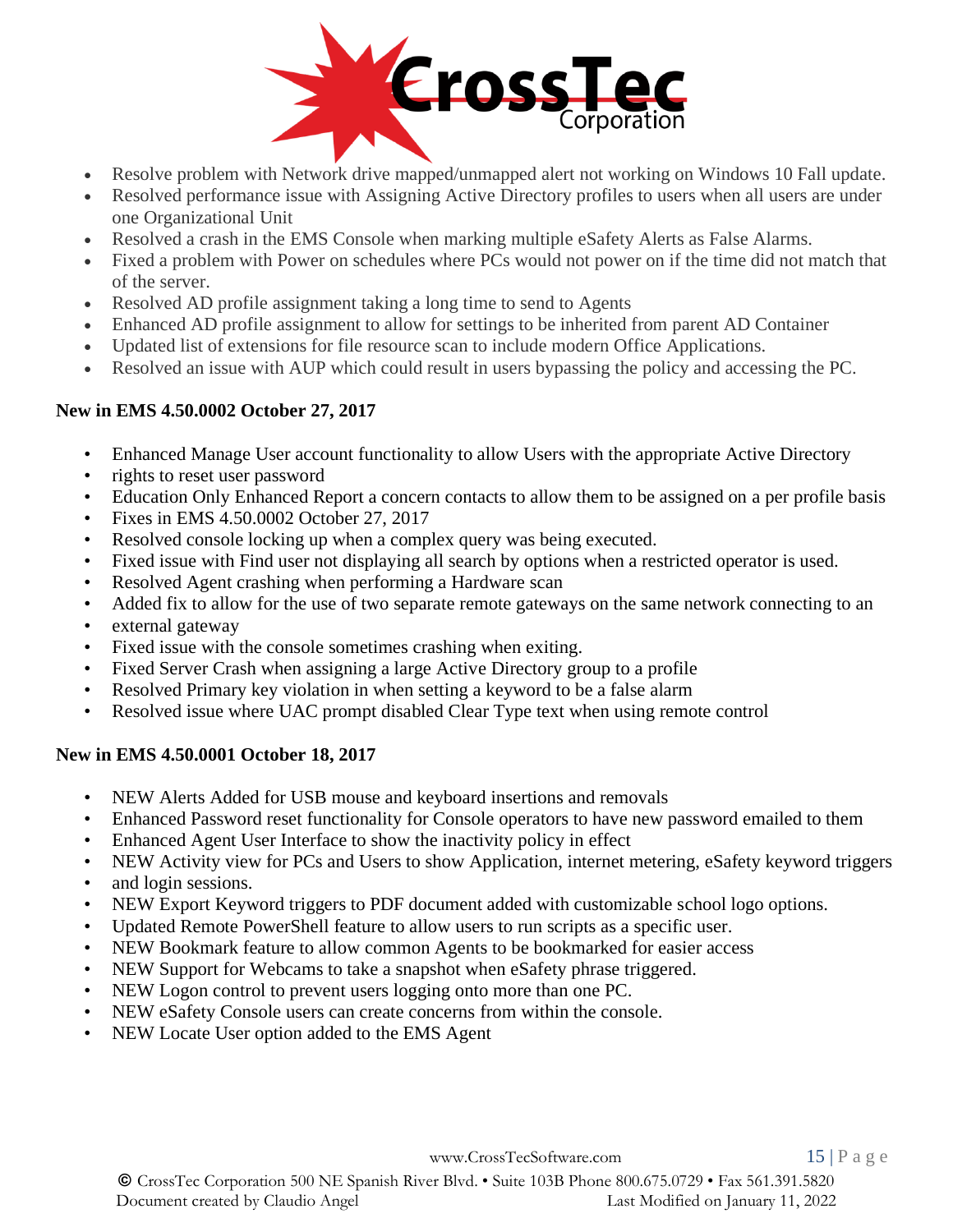- Resolve problem with Network drive mapped/unmapped alert not working on Windows 10 Fall update.
- Resolved performance issue with Assigning Active Directory profiles to users when all users are under one Organizational Unit
- Resolved a crash in the EMS Console when marking multiple eSafety Alerts as False Alarms.
- Fixed a problem with Power on schedules where PCs would not power on if the time did not match that of the server.
- Resolved AD profile assignment taking a long time to send to Agents
- Enhanced AD profile assignment to allow for settings to be inherited from parent AD Container
- Updated list of extensions for file resource scan to include modern Office Applications.
- Resolved an issue with AUP which could result in users bypassing the policy and accessing the PC.

**New in EMS 4.50.0002 October 27, 2017**

- Enhanced Manage User account functionality to allow Users with the appropriate Active Directory
- rights to reset user password
- Education Only Enhanced Report a concern contacts to allow them to be assigned on a per profile basis
- Fixes in EMS 4.50.0002 October 27, 2017
- Resolved console locking up when a complex query was being executed.
- Fixed issue with Find user not displaying all search by options when a restricted operator is used.
- Resolved Agent crashing when performing a Hardware scan
- Added fix to allow for the use of two separate remote gateways on the same network connecting to an
- external gateway
- Fixed issue with the console sometimes crashing when exiting.
- Fixed Server Crash when assigning a large Active Directory group to a profile
- Resolved Primary key violation in when setting a keyword to be a false alarm
- Resolved issue where UAC prompt disabled Clear Type text when using remote control

**New in EMS 4.50.0001 October 18, 2017**

- NEW Alerts Added for USB mouse and keyboard insertions and removals
- Enhanced Password reset functionality for Console operators to have new password emailed to them
- Enhanced Agent User Interface to show the inactivity policy in effect
- NEW Activity view for PCs and Users to show Application, internet metering, eSafety keyword triggers
- and login sessions.
- NEW Export Keyword triggers to PDF document added with customizable school logo options.
- Updated Remote PowerShell feature to allow users to run scripts as a specific user.
- NEW Bookmark feature to allow common Agents to be bookmarked for easier access
- NEW Support for Webcams to take a snapshot when eSafety phrase triggered.
- NEW Logon control to prevent users logging onto more than one PC.
- NEW eSafety Console users can create concerns from within the console.
- NEW Locate User option added to the EMS Agent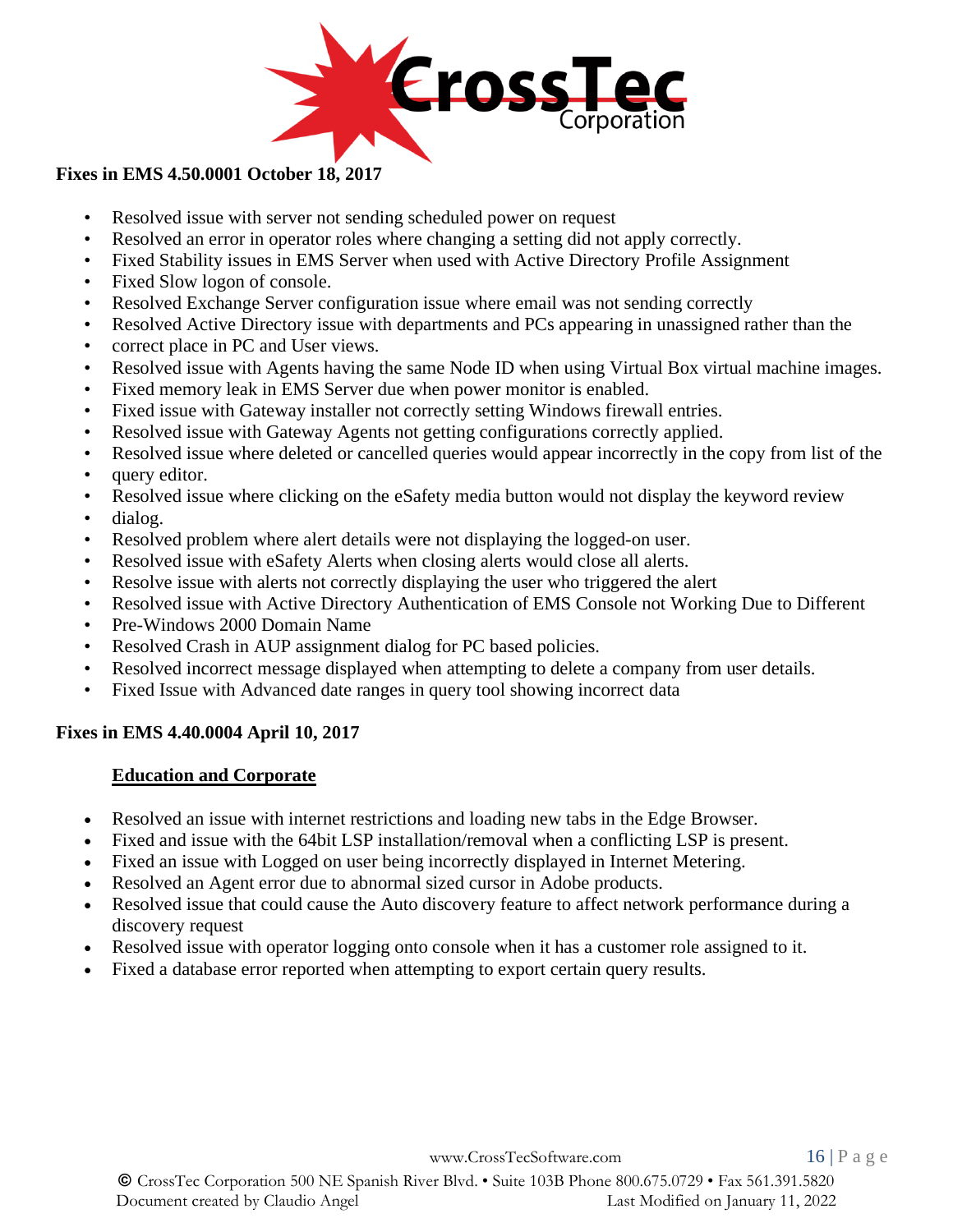**Fixes in EMS 4.50.0001 October 18, 2017**

- Resolved issue with server not sending scheduled power on request
- Resolved an error in operator roles where changing a setting did not apply correctly.
- Fixed Stability issues in EMS Server when used with Active Directory Profile Assignment
- Fixed Slow logon of console.
- Resolved Exchange Server configuration issue where email was not sending correctly
- Resolved Active Directory issue with departments and PCs appearing in unassigned rather than the
- correct place in PC and User views.
- Resolved issue with Agents having the same Node ID when using Virtual Box virtual machine images.
- Fixed memory leak in EMS Server due when power monitor is enabled.
- Fixed issue with Gateway installer not correctly setting Windows firewall entries.
- Resolved issue with Gateway Agents not getting configurations correctly applied.
- Resolved issue where deleted or cancelled queries would appear incorrectly in the copy from list of the
- query editor.
- Resolved issue where clicking on the eSafety media button would not display the keyword review
- dialog.
- Resolved problem where alert details were not displaying the logged-on user.
- Resolved issue with eSafety Alerts when closing alerts would close all alerts.
- Resolve issue with alerts not correctly displaying the user who triggered the alert
- Resolved issue with Active Directory Authentication of EMS Console not Working Due to Different
- Pre-Windows 2000 Domain Name
- Resolved Crash in AUP assignment dialog for PC based policies.
- Resolved incorrect message displayed when attempting to delete a company from user details.
- Fixed Issue with Advanced date ranges in query tool showing incorrect data

**Fixes in EMS 4.40.0004 April 10, 2017**

**Education and Corporate**

- Resolved an issue with internet restrictions and loading new tabs in the Edge Browser.
- Fixed and issue with the 64bit LSP installation/removal when a conflicting LSP is present.
- Fixed an issue with Logged on user being incorrectly displayed in Internet Metering.
- Resolved an Agent error due to abnormal sized cursor in Adobe products.
- Resolved issue that could cause the Auto discovery feature to affect network performance during a discovery request
- Resolved issue with operator logging onto console when it has a customer role assigned to it.
- Fixed a database error reported when attempting to export certain query results.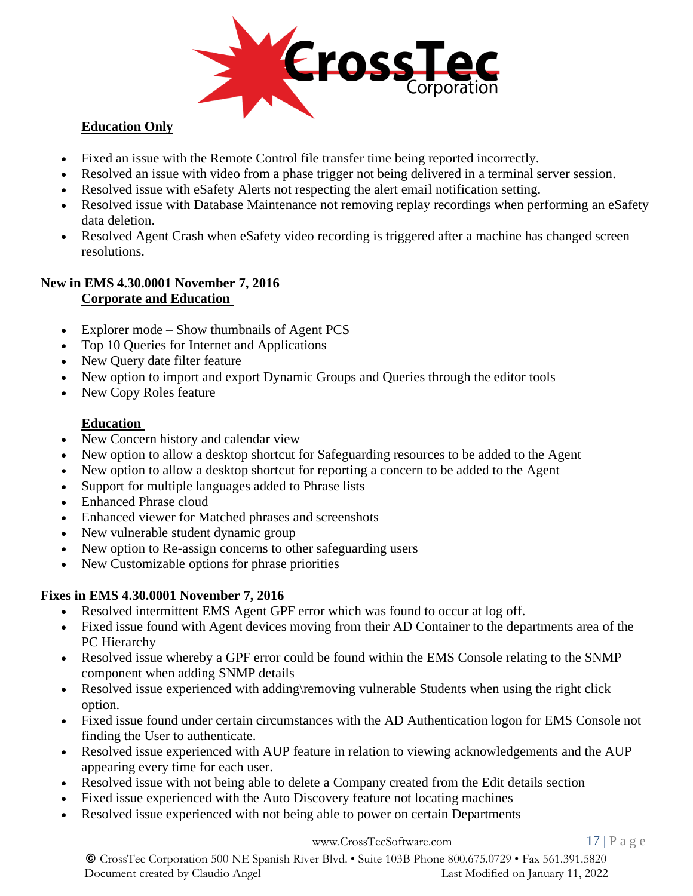**Education Only**

- Fixed an issue with the Remote Control file transfer time being reported incorrectly.
- Resolved an issue with video from a phase trigger not being delivered in a terminal server session.
- Resolved issue with eSafety Alerts not respecting the alert email notification setting.
- Resolved issue with Database Maintenance not removing replay recordings when performing an eSafety data deletion.
- Resolved Agent Crash when eSafety video recording is triggered after a machine has changed screen resolutions.

**New in EMS 4.30.0001 November 7, 2016**

**Corporate and Education**

- Explorer mode – Show thumbnails of Agent PCS
- Top 10 Queries for Internet and Applications
- New Query date filter feature
- New option to import and export Dynamic Groups and Queries through the editor tools
- New Copy Roles feature

**Education**

- New Concern history and calendar view
- New option to allow a desktop shortcut for Safeguarding resources to be added to the Agent
- New option to allow a desktop shortcut for reporting a concern to be added to the Agent
- Support for multiple languages added to Phrase lists
- Enhanced Phrase cloud
- Enhanced viewer for Matched phrases and screenshots
- New vulnerable student dynamic group
- New option to Re-assign concerns to other safeguarding users
- New Customizable options for phrase priorities

**Fixes in EMS 4.30.0001 November 7, 2016**

- Resolved intermittent EMS Agent GPF error which was found to occur at log off.
- Fixed issue found with Agent devices moving from their AD Container to the departments area of the PC Hierarchy
- Resolved issue whereby a GPF error could be found within the EMS Console relating to the SNMP component when adding SNMP details
- Resolved issue experienced with adding\removing vulnerable Students when using the right click option.
- Fixed issue found under certain circumstances with the AD Authentication logon for EMS Console not finding the User to authenticate.
- Resolved issue experienced with AUP feature in relation to viewing acknowledgements and the AUP appearing every time for each user.
- Resolved issue with not being able to delete a Company created from the Edit details section
- Fixed issue experienced with the Auto Discovery feature not locating machines
- Resolved issue experienced with not being able to power on certain Departments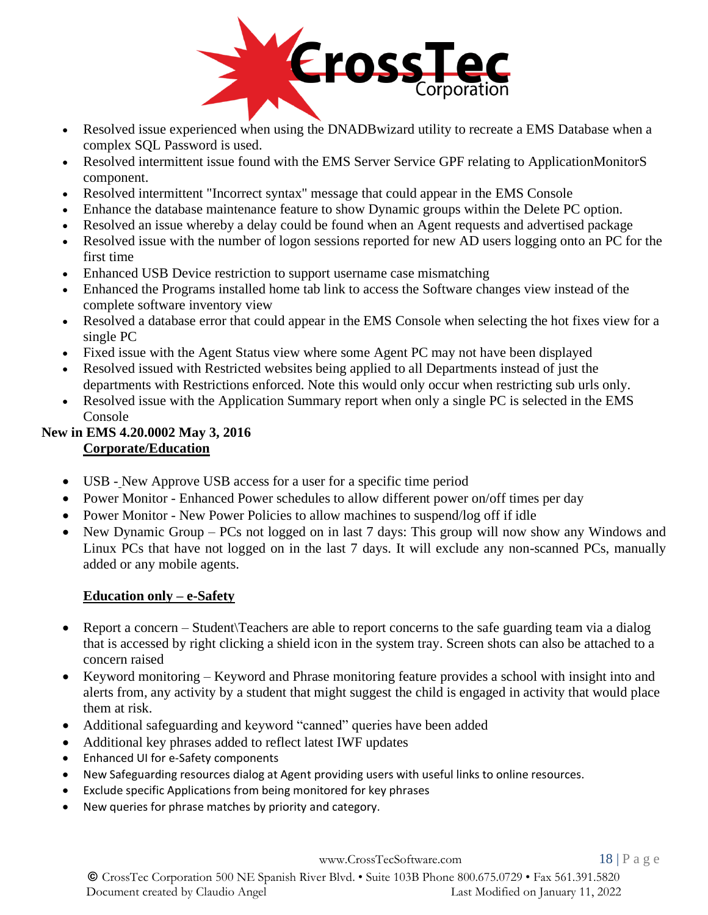- Resolved issue experienced when using the DNADBwizard utility to recreate a EMS Database when a complex SQL Password is used.
- Resolved intermittent issue found with the EMS Server Service GPF relating to ApplicationMonitorS component.
- Resolved intermittent "Incorrect syntax" message that could appear in the EMS Console
- Enhance the database maintenance feature to show Dynamic groups within the Delete PC option.
- Resolved an issue whereby a delay could be found when an Agent requests and advertised package
- Resolved issue with the number of logon sessions reported for new AD users logging onto an PC for the first time
- Enhanced USB Device restriction to support username case mismatching
- Enhanced the Programs installed home tab link to access the Software changes view instead of the complete software inventory view
- Resolved a database error that could appear in the EMS Console when selecting the hot fixes view for a single PC
- Fixed issue with the Agent Status view where some Agent PC may not have been displayed
- Resolved issued with Restricted websites being applied to all Departments instead of just the departments with Restrictions enforced. Note this would only occur when restricting sub urls only.
- Resolved issue with the Application Summary report when only a single PC is selected in the EMS Console

**New in EMS 4.20.0002 May 3, 2016**

**Corporate/Education**

- USB - New Approve USB access for a user for a specific time period
- Power Monitor - Enhanced Power schedules to allow different power on/off times per day
- Power Monitor - New Power Policies to allow machines to suspend/log off if idle
- New Dynamic Group – PCs not logged on in last 7 days: This group will now show any Windows and Linux PCs that have not logged on in the last 7 days. It will exclude any non-scanned PCs, manually added or any mobile agents.

**Education only – e-Safety**

- Report a concern – Student\Teachers are able to report concerns to the safe guarding team via a dialog that is accessed by right clicking a shield icon in the system tray. Screen shots can also be attached to a concern raised
- Keyword monitoring – Keyword and Phrase monitoring feature provides a school with insight into and alerts from, any activity by a student that might suggest the child is engaged in activity that would place them at risk.
- Additional safeguarding and keyword "canned" queries have been added
- Additional key phrases added to reflect latest IWF updates
- Enhanced UI for e-Safety components
- New Safeguarding resources dialog at Agent providing users with useful links to online resources.
- Exclude specific Applications from being monitored for key phrases
- New queries for phrase matches by priority and category.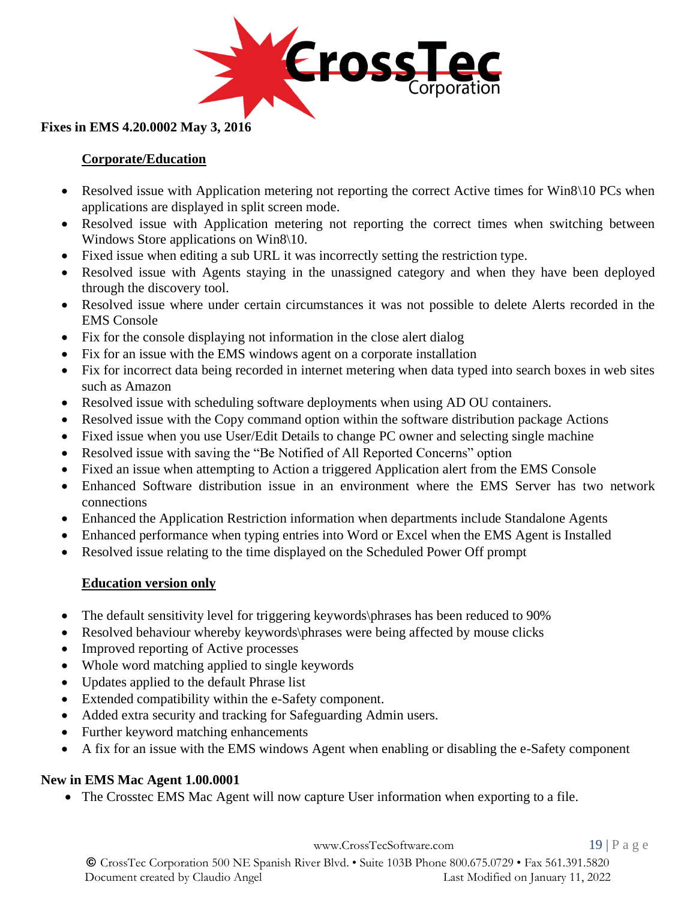**Fixes in EMS 4.20.0002 May 3, 2016**

**Corporate/Education**

- Resolved issue with Application metering not reporting the correct Active times for Win8\10 PCs when applications are displayed in split screen mode.
- Resolved issue with Application metering not reporting the correct times when switching between Windows Store applications on Win8\10.
- Fixed issue when editing a sub URL it was incorrectly setting the restriction type.
- Resolved issue with Agents staying in the unassigned category and when they have been deployed through the discovery tool.
- Resolved issue where under certain circumstances it was not possible to delete Alerts recorded in the EMS Console
- Fix for the console displaying not information in the close alert dialog
- Fix for an issue with the EMS windows agent on a corporate installation
- Fix for incorrect data being recorded in internet metering when data typed into search boxes in web sites such as Amazon
- Resolved issue with scheduling software deployments when using AD OU containers.
- Resolved issue with the Copy command option within the software distribution package Actions
- Fixed issue when you use User/Edit Details to change PC owner and selecting single machine
- Resolved issue with saving the "Be Notified of All Reported Concerns" option
- Fixed an issue when attempting to Action a triggered Application alert from the EMS Console
- Enhanced Software distribution issue in an environment where the EMS Server has two network connections
- Enhanced the Application Restriction information when departments include Standalone Agents
- Enhanced performance when typing entries into Word or Excel when the EMS Agent is Installed
- Resolved issue relating to the time displayed on the Scheduled Power Off prompt

**Education version only**

- The default sensitivity level for triggering keywords\phrases has been reduced to 90%
- Resolved behaviour whereby keywords\phrases were being affected by mouse clicks
- Improved reporting of Active processes
- Whole word matching applied to single keywords
- Updates applied to the default Phrase list
- Extended compatibility within the e-Safety component.
- Added extra security and tracking for Safeguarding Admin users.
- Further keyword matching enhancements
- A fix for an issue with the EMS windows Agent when enabling or disabling the e-Safety component

**New in EMS Mac Agent 1.00.0001**

- The Crosstec EMS Mac Agent will now capture User information when exporting to a file.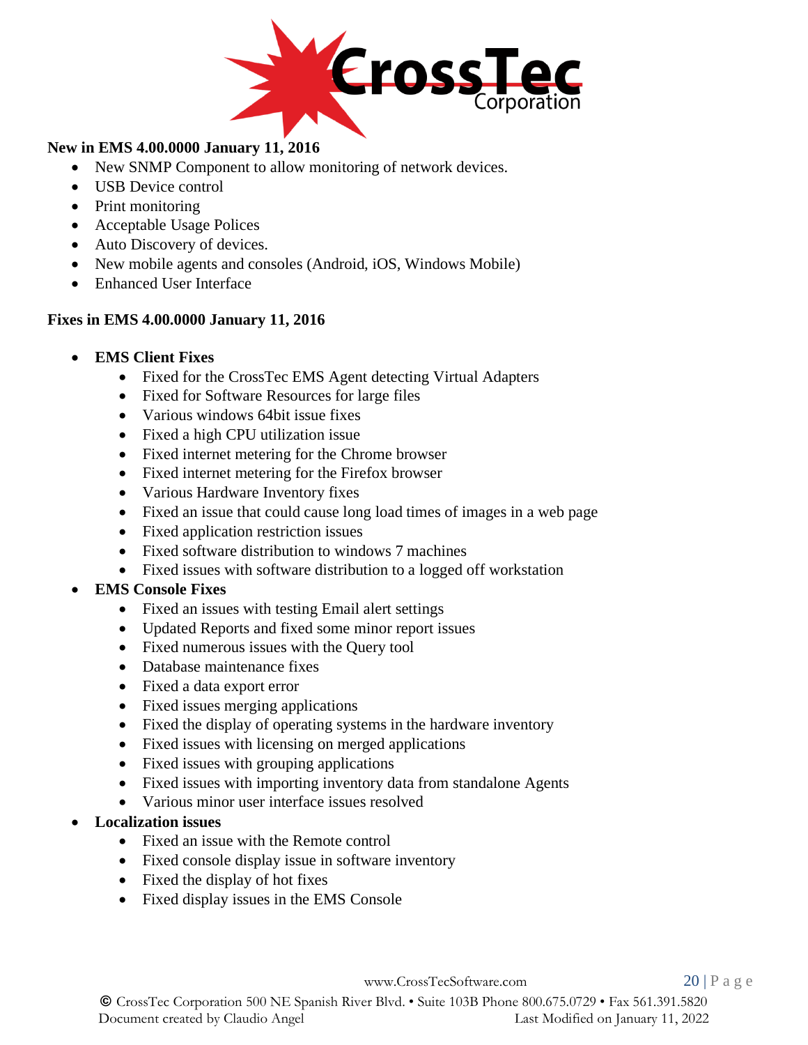**New in EMS 4.00.0000 January 11, 2016**

- New SNMP Component to allow monitoring of network devices.
- USB Device control
- Print monitoring
- Acceptable Usage Polices
- Auto Discovery of devices.
- New mobile agents and consoles (Android, iOS, Windows Mobile)
- Enhanced User Interface

**Fixes in EMS 4.00.0000 January 11, 2016**

- **EMS Client Fixes**
  - Fixed for the CrossTec EMS Agent detecting Virtual Adapters
  - Fixed for Software Resources for large files
  - Various windows 64bit issue fixes
  - Fixed a high CPU utilization issue
  - Fixed internet metering for the Chrome browser
  - Fixed internet metering for the Firefox browser
  - Various Hardware Inventory fixes
  - Fixed an issue that could cause long load times of images in a web page
  - Fixed application restriction issues
  - Fixed software distribution to windows 7 machines
  - Fixed issues with software distribution to a logged off workstation
- **EMS Console Fixes**
  - Fixed an issues with testing Email alert settings
  - Updated Reports and fixed some minor report issues
  - Fixed numerous issues with the Query tool
  - Database maintenance fixes
  - Fixed a data export error
  - Fixed issues merging applications
  - Fixed the display of operating systems in the hardware inventory
  - Fixed issues with licensing on merged applications
  - Fixed issues with grouping applications
  - Fixed issues with importing inventory data from standalone Agents
  - Various minor user interface issues resolved
- **Localization issues**
  - Fixed an issue with the Remote control
  - Fixed console display issue in software inventory
  - Fixed the display of hot fixes
  - Fixed display issues in the EMS Console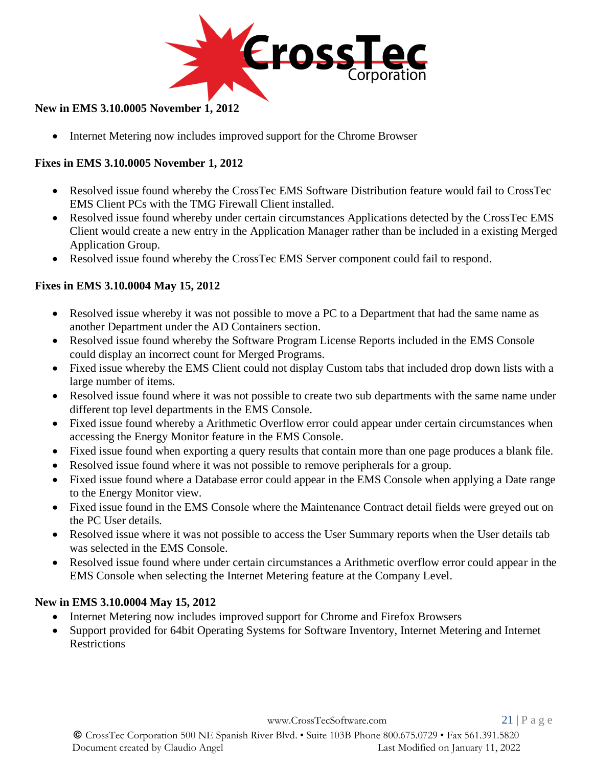**New in EMS 3.10.0005 November 1, 2012**

- Internet Metering now includes improved support for the Chrome Browser

**Fixes in EMS 3.10.0005 November 1, 2012**

- Resolved issue found whereby the CrossTec EMS Software Distribution feature would fail to CrossTec EMS Client PCs with the TMG Firewall Client installed.
- Resolved issue found whereby under certain circumstances Applications detected by the CrossTec EMS Client would create a new entry in the Application Manager rather than be included in a existing Merged Application Group.
- Resolved issue found whereby the CrossTec EMS Server component could fail to respond.

**Fixes in EMS 3.10.0004 May 15, 2012**

- Resolved issue whereby it was not possible to move a PC to a Department that had the same name as another Department under the AD Containers section.
- Resolved issue found whereby the Software Program License Reports included in the EMS Console could display an incorrect count for Merged Programs.
- Fixed issue whereby the EMS Client could not display Custom tabs that included drop down lists with a large number of items.
- Resolved issue found where it was not possible to create two sub departments with the same name under different top level departments in the EMS Console.
- Fixed issue found whereby a Arithmetic Overflow error could appear under certain circumstances when accessing the Energy Monitor feature in the EMS Console.
- Fixed issue found when exporting a query results that contain more than one page produces a blank file.
- Resolved issue found where it was not possible to remove peripherals for a group.
- Fixed issue found where a Database error could appear in the EMS Console when applying a Date range to the Energy Monitor view.
- Fixed issue found in the EMS Console where the Maintenance Contract detail fields were greyed out on the PC User details.
- Resolved issue where it was not possible to access the User Summary reports when the User details tab was selected in the EMS Console.
- Resolved issue found where under certain circumstances a Arithmetic overflow error could appear in the EMS Console when selecting the Internet Metering feature at the Company Level.

**New in EMS 3.10.0004 May 15, 2012**

- Internet Metering now includes improved support for Chrome and Firefox Browsers
- Support provided for 64bit Operating Systems for Software Inventory, Internet Metering and Internet Restrictions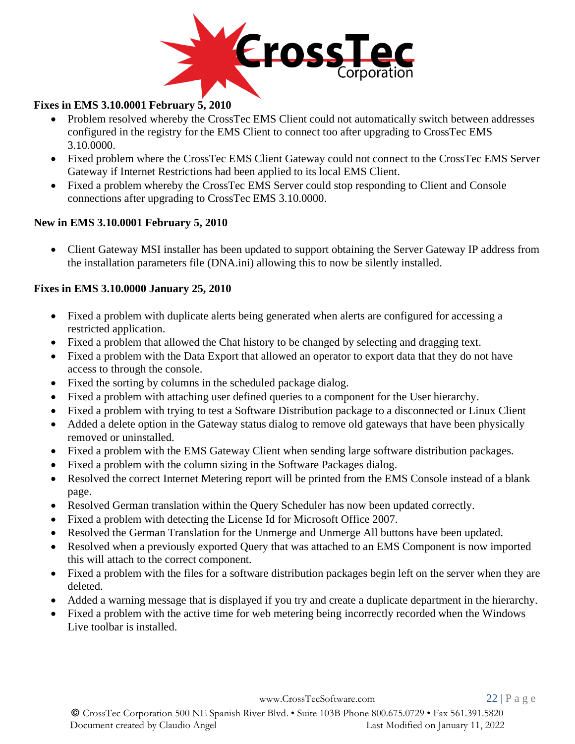**Fixes in EMS 3.10.0001 February 5, 2010**

- Problem resolved whereby the CrossTec EMS Client could not automatically switch between addresses configured in the registry for the EMS Client to connect too after upgrading to CrossTec EMS 3.10.0000.
- Fixed problem where the CrossTec EMS Client Gateway could not connect to the CrossTec EMS Server Gateway if Internet Restrictions had been applied to its local EMS Client.
- Fixed a problem whereby the CrossTec EMS Server could stop responding to Client and Console connections after upgrading to CrossTec EMS 3.10.0000.

**New in EMS 3.10.0001 February 5, 2010**

- Client Gateway MSI installer has been updated to support obtaining the Server Gateway IP address from the installation parameters file (DNA.ini) allowing this to now be silently installed.

**Fixes in EMS 3.10.0000 January 25, 2010**

- Fixed a problem with duplicate alerts being generated when alerts are configured for accessing a restricted application.
- Fixed a problem that allowed the Chat history to be changed by selecting and dragging text.
- Fixed a problem with the Data Export that allowed an operator to export data that they do not have access to through the console.
- Fixed the sorting by columns in the scheduled package dialog.
- Fixed a problem with attaching user defined queries to a component for the User hierarchy.
- Fixed a problem with trying to test a Software Distribution package to a disconnected or Linux Client
- Added a delete option in the Gateway status dialog to remove old gateways that have been physically removed or uninstalled.
- Fixed a problem with the EMS Gateway Client when sending large software distribution packages.
- Fixed a problem with the column sizing in the Software Packages dialog.
- Resolved the correct Internet Metering report will be printed from the EMS Console instead of a blank page.
- Resolved German translation within the Query Scheduler has now been updated correctly.
- Fixed a problem with detecting the License Id for Microsoft Office 2007.
- Resolved the German Translation for the Unmerge and Unmerge All buttons have been updated.
- Resolved when a previously exported Query that was attached to an EMS Component is now imported this will attach to the correct component.
- Fixed a problem with the files for a software distribution packages begin left on the server when they are deleted.
- Added a warning message that is displayed if you try and create a duplicate department in the hierarchy.
- Fixed a problem with the active time for web metering being incorrectly recorded when the Windows Live toolbar is installed.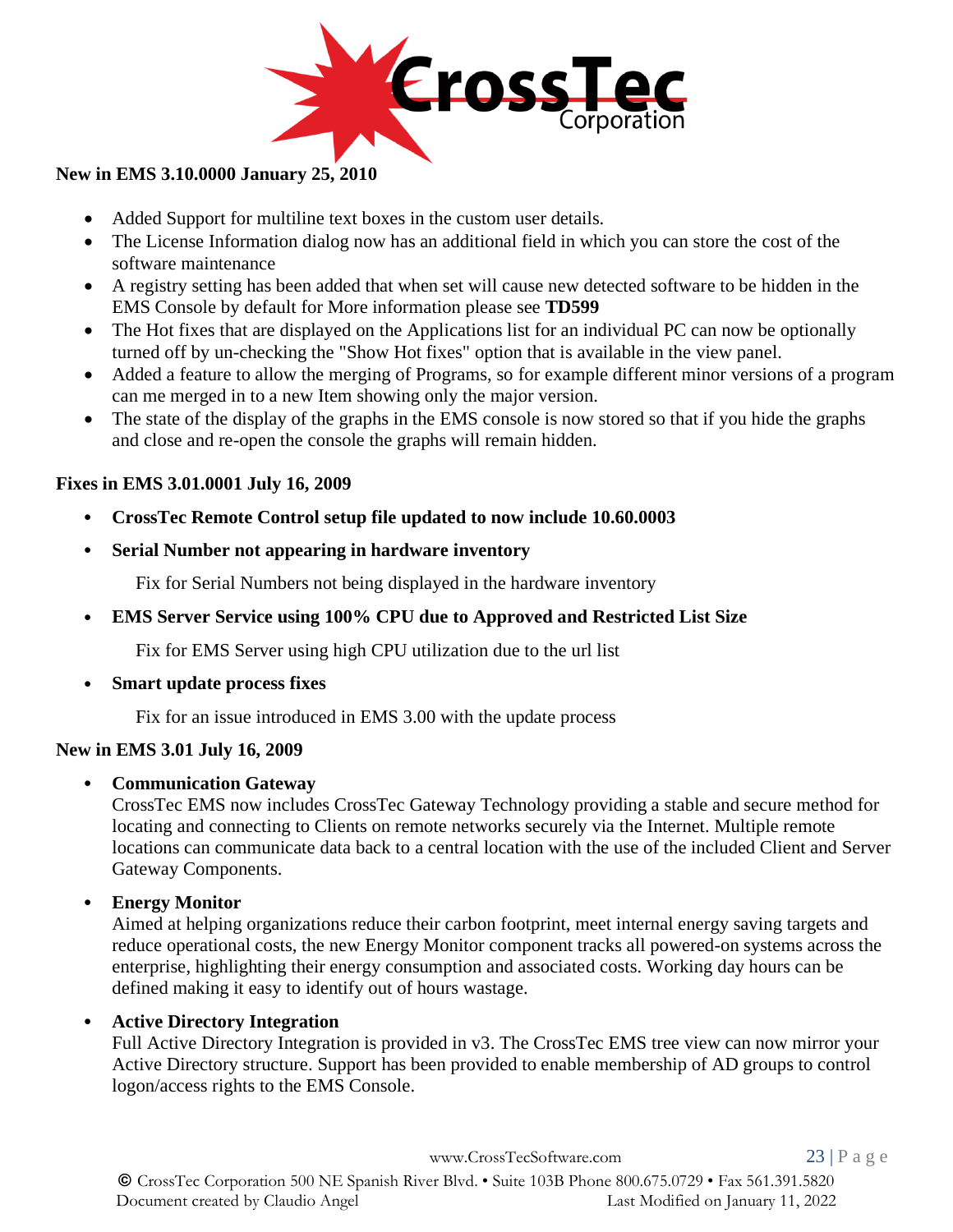**New in EMS 3.10.0000 January 25, 2010**

- Added Support for multiline text boxes in the custom user details.
- The License Information dialog now has an additional field in which you can store the cost of the software maintenance
- A registry setting has been added that when set will cause new detected software to be hidden in the EMS Console by default for More information please see **TD599**
- The Hot fixes that are displayed on the Applications list for an individual PC can now be optionally turned off by un-checking the "Show Hot fixes" option that is available in the view panel.
- Added a feature to allow the merging of Programs, so for example different minor versions of a program can me merged in to a new Item showing only the major version.
- The state of the display of the graphs in the EMS console is now stored so that if you hide the graphs and close and re-open the console the graphs will remain hidden.

**Fixes in EMS 3.01.0001 July 16, 2009**

- **CrossTec Remote Control setup file updated to now include 10.60.0003**
- **Serial Number not appearing in hardware inventory**

  Fix for Serial Numbers not being displayed in the hardware inventory

- **EMS Server Service using 100% CPU due to Approved and Restricted List Size**

  Fix for EMS Server using high CPU utilization due to the url list

- **Smart update process fixes**

  Fix for an issue introduced in EMS 3.00 with the update process

**New in EMS 3.01 July 16, 2009**

- **Communication Gateway**
  CrossTec EMS now includes CrossTec Gateway Technology providing a stable and secure method for locating and connecting to Clients on remote networks securely via the Internet. Multiple remote locations can communicate data back to a central location with the use of the included Client and Server Gateway Components.

- **Energy Monitor**
  Aimed at helping organizations reduce their carbon footprint, meet internal energy saving targets and reduce operational costs, the new Energy Monitor component tracks all powered-on systems across the enterprise, highlighting their energy consumption and associated costs. Working day hours can be defined making it easy to identify out of hours wastage.

- **Active Directory Integration**
  Full Active Directory Integration is provided in v3. The CrossTec EMS tree view can now mirror your Active Directory structure. Support has been provided to enable membership of AD groups to control logon/access rights to the EMS Console.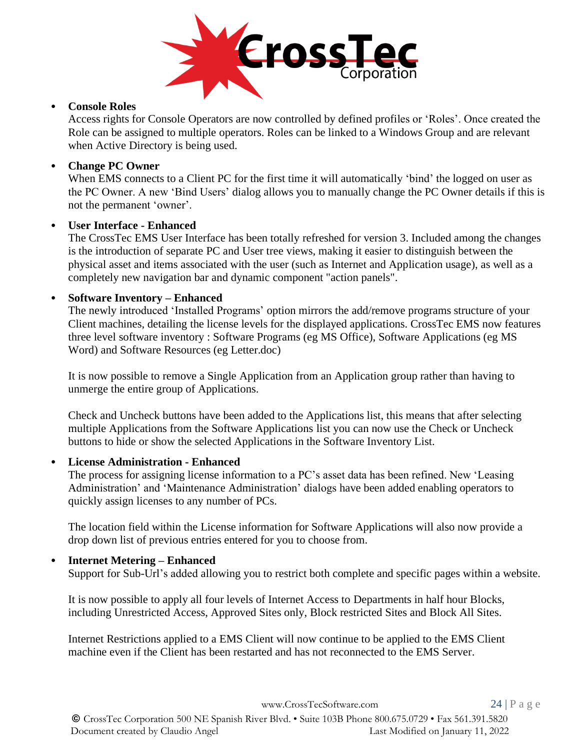- **Console Roles**
  Access rights for Console Operators are now controlled by defined profiles or 'Roles'. Once created the Role can be assigned to multiple operators. Roles can be linked to a Windows Group and are relevant when Active Directory is being used.

- **Change PC Owner**
  When EMS connects to a Client PC for the first time it will automatically 'bind' the logged on user as the PC Owner. A new 'Bind Users' dialog allows you to manually change the PC Owner details if this is not the permanent 'owner'.

- **User Interface - Enhanced**
  The CrossTec EMS User Interface has been totally refreshed for version 3. Included among the changes is the introduction of separate PC and User tree views, making it easier to distinguish between the physical asset and items associated with the user (such as Internet and Application usage), as well as a completely new navigation bar and dynamic component "action panels".

- **Software Inventory – Enhanced**
  The newly introduced 'Installed Programs' option mirrors the add/remove programs structure of your Client machines, detailing the license levels for the displayed applications. CrossTec EMS now features three level software inventory : Software Programs (eg MS Office), Software Applications (eg MS Word) and Software Resources (eg Letter.doc)

  It is now possible to remove a Single Application from an Application group rather than having to unmerge the entire group of Applications.

  Check and Uncheck buttons have been added to the Applications list, this means that after selecting multiple Applications from the Software Applications list you can now use the Check or Uncheck buttons to hide or show the selected Applications in the Software Inventory List.

- **License Administration - Enhanced**
  The process for assigning license information to a PC's asset data has been refined. New 'Leasing Administration' and 'Maintenance Administration' dialogs have been added enabling operators to quickly assign licenses to any number of PCs.

  The location field within the License information for Software Applications will also now provide a drop down list of previous entries entered for you to choose from.

- **Internet Metering – Enhanced**
  Support for Sub-Url's added allowing you to restrict both complete and specific pages within a website.

  It is now possible to apply all four levels of Internet Access to Departments in half hour Blocks, including Unrestricted Access, Approved Sites only, Block restricted Sites and Block All Sites.

  Internet Restrictions applied to a EMS Client will now continue to be applied to the EMS Client machine even if the Client has been restarted and has not reconnected to the EMS Server.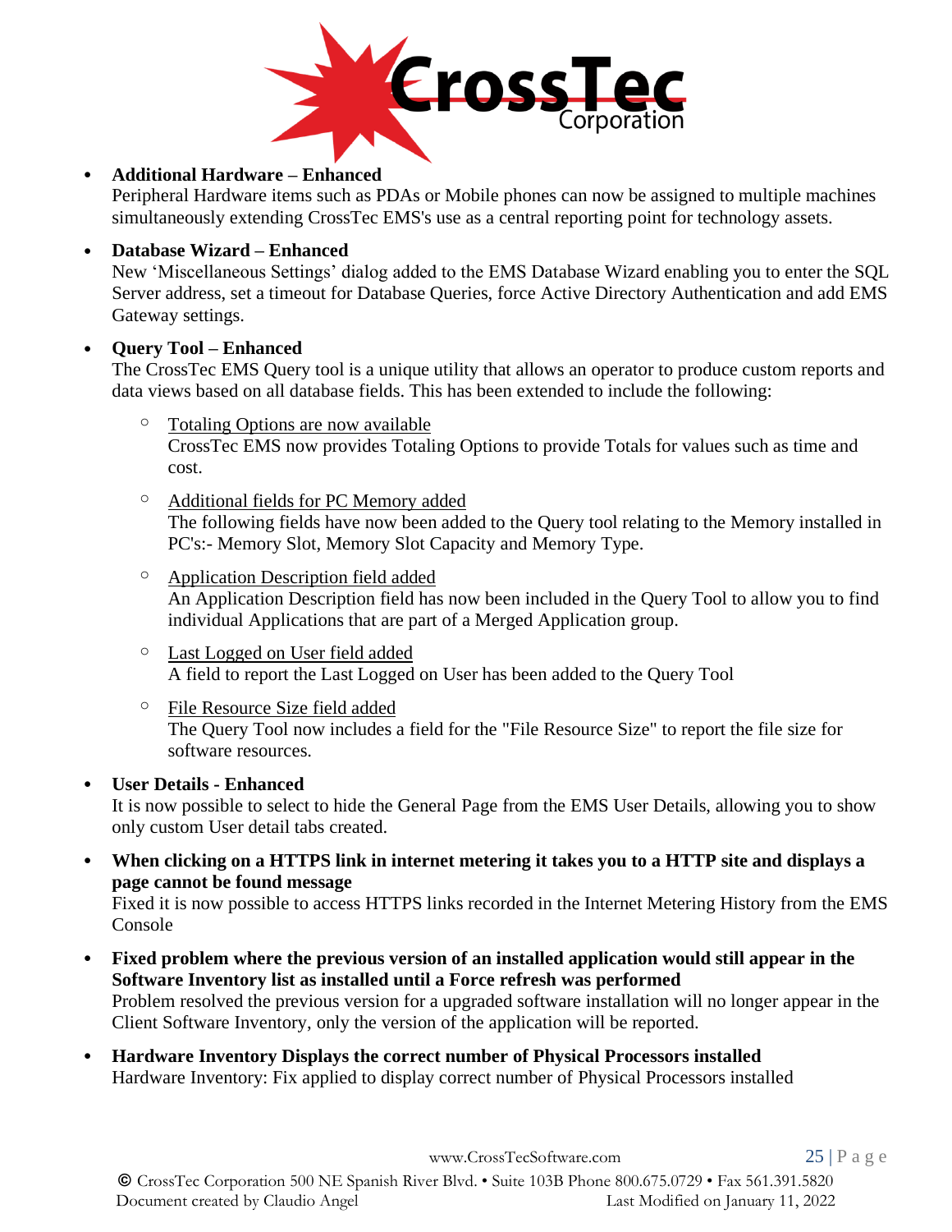- **Additional Hardware – Enhanced**
  Peripheral Hardware items such as PDAs or Mobile phones can now be assigned to multiple machines simultaneously extending CrossTec EMS's use as a central reporting point for technology assets.

- **Database Wizard – Enhanced**
  New 'Miscellaneous Settings' dialog added to the EMS Database Wizard enabling you to enter the SQL Server address, set a timeout for Database Queries, force Active Directory Authentication and add EMS Gateway settings.

- **Query Tool – Enhanced**
  The CrossTec EMS Query tool is a unique utility that allows an operator to produce custom reports and data views based on all database fields. This has been extended to include the following:

  - <u>Totaling Options are now available</u>
    CrossTec EMS now provides Totaling Options to provide Totals for values such as time and cost.

  - <u>Additional fields for PC Memory added</u>
    The following fields have now been added to the Query tool relating to the Memory installed in PC's:- Memory Slot, Memory Slot Capacity and Memory Type.

  - <u>Application Description field added</u>
    An Application Description field has now been included in the Query Tool to allow you to find individual Applications that are part of a Merged Application group.

  - <u>Last Logged on User field added</u>
    A field to report the Last Logged on User has been added to the Query Tool

  - <u>File Resource Size field added</u>
    The Query Tool now includes a field for the "File Resource Size" to report the file size for software resources.

- **User Details - Enhanced**
  It is now possible to select to hide the General Page from the EMS User Details, allowing you to show only custom User detail tabs created.

- **When clicking on a HTTPS link in internet metering it takes you to a HTTP site and displays a page cannot be found message**
  Fixed it is now possible to access HTTPS links recorded in the Internet Metering History from the EMS Console

- **Fixed problem where the previous version of an installed application would still appear in the Software Inventory list as installed until a Force refresh was performed**
  Problem resolved the previous version for a upgraded software installation will no longer appear in the Client Software Inventory, only the version of the application will be reported.

- **Hardware Inventory Displays the correct number of Physical Processors installed**
  Hardware Inventory: Fix applied to display correct number of Physical Processors installed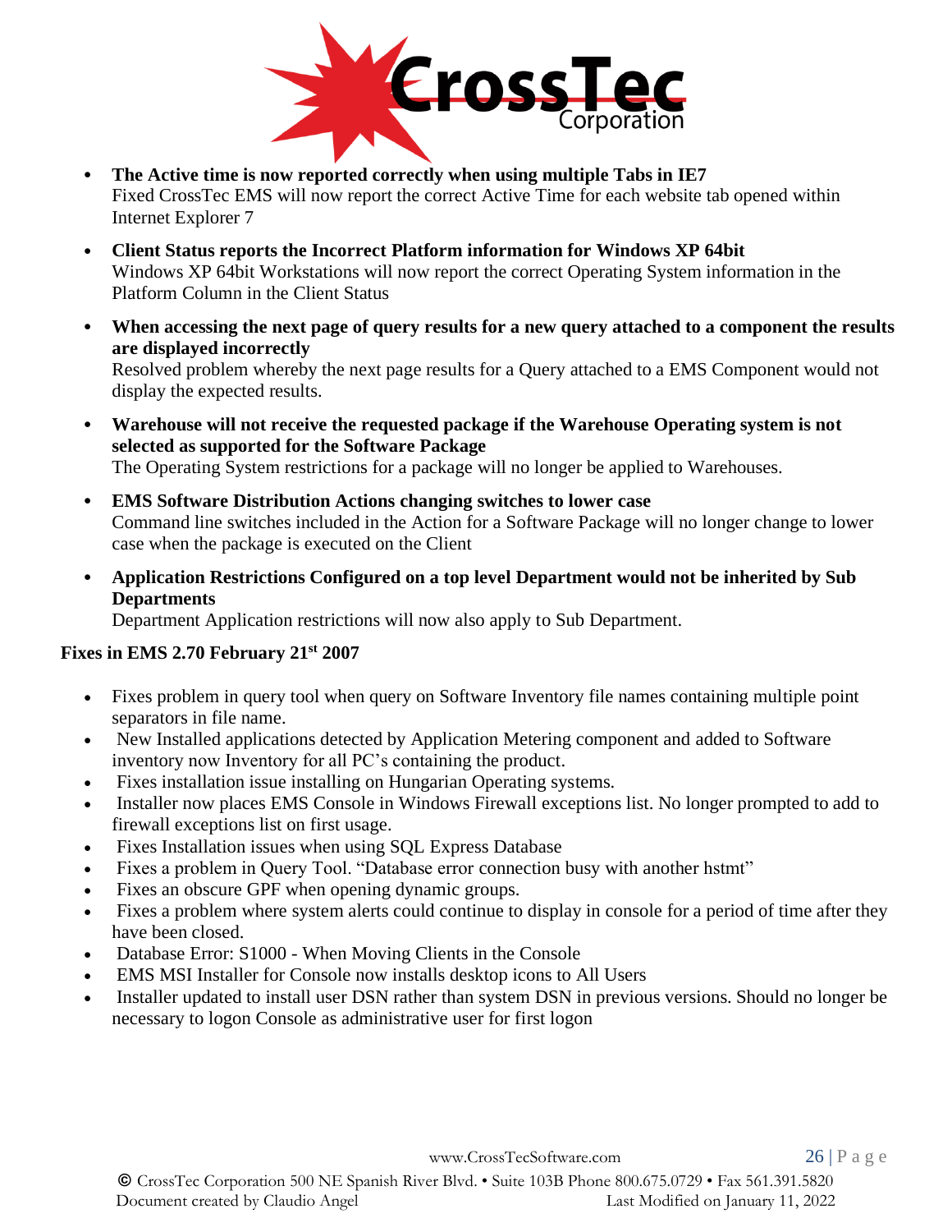- **The Active time is now reported correctly when using multiple Tabs in IE7**
  Fixed CrossTec EMS will now report the correct Active Time for each website tab opened within Internet Explorer 7
- **Client Status reports the Incorrect Platform information for Windows XP 64bit**
  Windows XP 64bit Workstations will now report the correct Operating System information in the Platform Column in the Client Status
- **When accessing the next page of query results for a new query attached to a component the results are displayed incorrectly**
  Resolved problem whereby the next page results for a Query attached to a EMS Component would not display the expected results.
- **Warehouse will not receive the requested package if the Warehouse Operating system is not selected as supported for the Software Package**
  The Operating System restrictions for a package will no longer be applied to Warehouses.
- **EMS Software Distribution Actions changing switches to lower case**
  Command line switches included in the Action for a Software Package will no longer change to lower case when the package is executed on the Client
- **Application Restrictions Configured on a top level Department would not be inherited by Sub Departments**
  Department Application restrictions will now also apply to Sub Department.

**Fixes in EMS 2.70 February 21st 2007**

- Fixes problem in query tool when query on Software Inventory file names containing multiple point separators in file name.
- New Installed applications detected by Application Metering component and added to Software inventory now Inventory for all PC's containing the product.
- Fixes installation issue installing on Hungarian Operating systems.
- Installer now places EMS Console in Windows Firewall exceptions list. No longer prompted to add to firewall exceptions list on first usage.
- Fixes Installation issues when using SQL Express Database
- Fixes a problem in Query Tool. "Database error connection busy with another hstmt"
- Fixes an obscure GPF when opening dynamic groups.
- Fixes a problem where system alerts could continue to display in console for a period of time after they have been closed.
- Database Error: S1000 - When Moving Clients in the Console
- EMS MSI Installer for Console now installs desktop icons to All Users
- Installer updated to install user DSN rather than system DSN in previous versions. Should no longer be necessary to logon Console as administrative user for first logon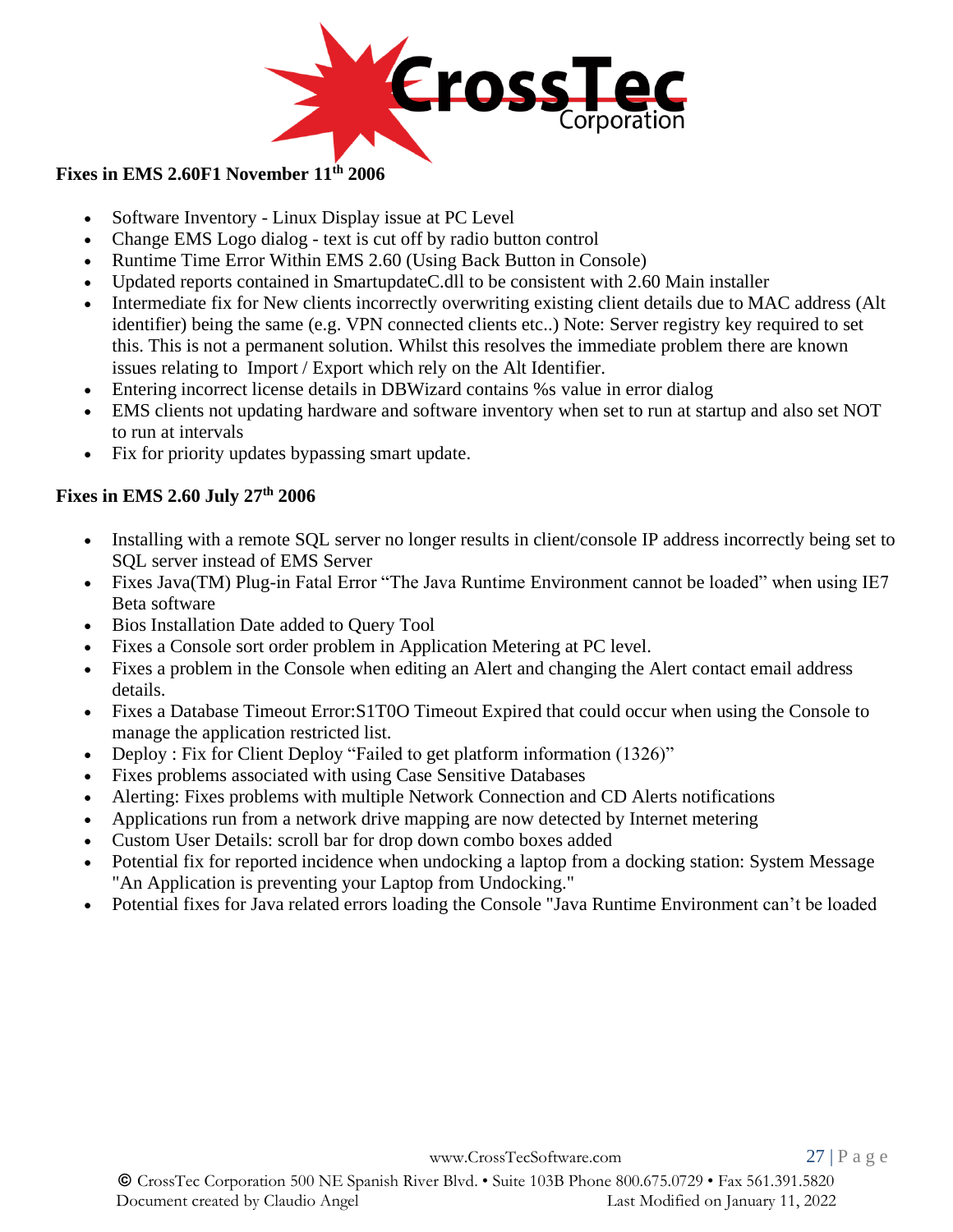## Fixes in EMS 2.60F1 November 11th 2006

- Software Inventory - Linux Display issue at PC Level
- Change EMS Logo dialog - text is cut off by radio button control
- Runtime Time Error Within EMS 2.60 (Using Back Button in Console)
- Updated reports contained in SmartupdateC.dll to be consistent with 2.60 Main installer
- Intermediate fix for New clients incorrectly overwriting existing client details due to MAC address (Alt identifier) being the same (e.g. VPN connected clients etc..) Note: Server registry key required to set this. This is not a permanent solution. Whilst this resolves the immediate problem there are known issues relating to Import / Export which rely on the Alt Identifier.
- Entering incorrect license details in DBWizard contains %s value in error dialog
- EMS clients not updating hardware and software inventory when set to run at startup and also set NOT to run at intervals
- Fix for priority updates bypassing smart update.

## Fixes in EMS 2.60 July 27th 2006

- Installing with a remote SQL server no longer results in client/console IP address incorrectly being set to SQL server instead of EMS Server
- Fixes Java(TM) Plug-in Fatal Error "The Java Runtime Environment cannot be loaded" when using IE7 Beta software
- Bios Installation Date added to Query Tool
- Fixes a Console sort order problem in Application Metering at PC level.
- Fixes a problem in the Console when editing an Alert and changing the Alert contact email address details.
- Fixes a Database Timeout Error:S1T0O Timeout Expired that could occur when using the Console to manage the application restricted list.
- Deploy : Fix for Client Deploy "Failed to get platform information (1326)"
- Fixes problems associated with using Case Sensitive Databases
- Alerting: Fixes problems with multiple Network Connection and CD Alerts notifications
- Applications run from a network drive mapping are now detected by Internet metering
- Custom User Details: scroll bar for drop down combo boxes added
- Potential fix for reported incidence when undocking a laptop from a docking station: System Message "An Application is preventing your Laptop from Undocking."
- Potential fixes for Java related errors loading the Console "Java Runtime Environment can't be loaded